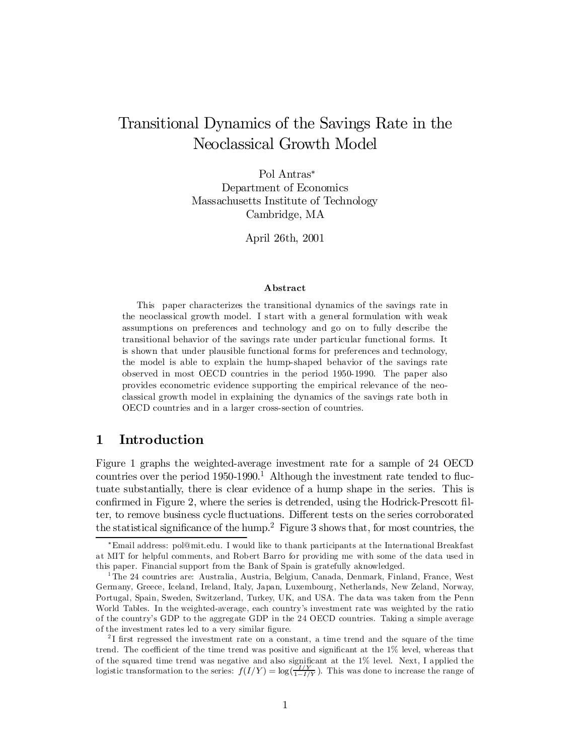# Transitional Dynamics of the Savings Rate in the Neoclassical Growth Model

Pol Antras*
Department of Economics
Massachusetts Institute of Technology
Cambridge, MA

April 26th, 2001

### Abstract

This paper characterizes the transitional dynamics of the savings rate in the neoclassical growth model. I start with a general formulation with weak assumptions on preferences and technology and go on to fully describe the transitional behavior of the savings rate under particular functional forms. It is shown that under plausible functional forms for preferences and technology, the model is able to explain the hump-shaped behavior of the savings rate observed in most OECD countries in the period 1950-1990. The paper also provides econometric evidence supporting the empirical relevance of the neoclassical growth model in explaining the dynamics of the savings rate both in OECD countries and in a larger cross-section of countries.

## 1 Introduction

Figure 1 graphs the weighted-average investment rate for a sample of 24 OECD countries over the period 1950-1990.[1] Although the investment rate tended to fluctuate substantially, there is clear evidence of a hump shape in the series. This is confirmed in Figure 2, where the series is detrended, using the Hodrick-Prescott filter, to remove business cycle fluctuations. Different tests on the series corroborated the statistical significance of the hump.[2] Figure 3 shows that, for most countries, the

---

*Email address: pol@mit.edu. I would like to thank participants at the International Breakfast at MIT for helpful comments, and Robert Barro for providing me with some of the data used in this paper. Financial support from the Bank of Spain is gratefully aknowledged.

[1] The 24 countries are: Australia, Austria, Belgium, Canada, Denmark, Finland, France, West Germany, Greece, Iceland, Ireland, Italy, Japan, Luxembourg, Netherlands, New Zeland, Norway, Portugal, Spain, Sweden, Switzerland, Turkey, UK, and USA. The data was taken from the Penn World Tables. In the weighted-average, each country's investment rate was weighted by the ratio of the country's GDP to the aggregate GDP in the 24 OECD countries. Taking a simple average of the investment rates led to a very similar figure.

[2] I first regressed the investment rate on a constant, a time trend and the square of the time trend. The coefficient of the time trend was positive and significant at the 1% level, whereas that of the squared time trend was negative and also significant at the 1% level. Next, I applied the logistic transformation to the series: $f(I/Y) = \log(\frac{I/Y}{1-I/Y})$. This was done to increase the range of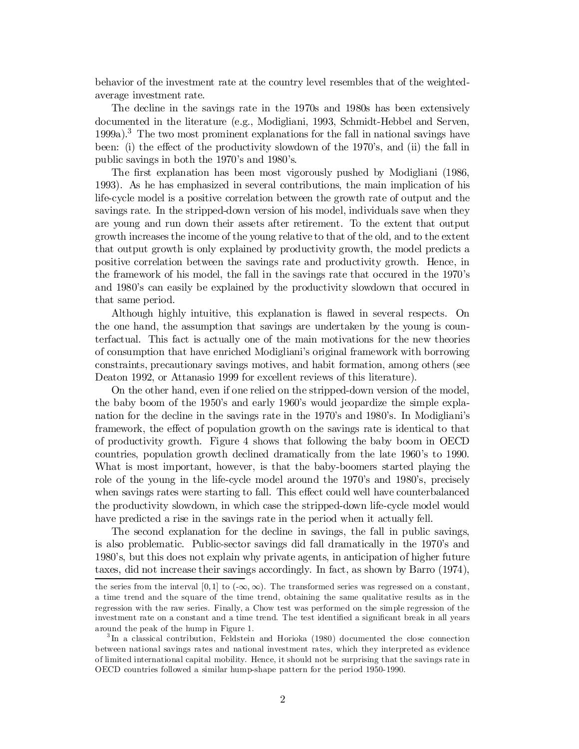behavior of the investment rate at the country level resembles that of the weighted-average investment rate.

The decline in the savings rate in the 1970s and 1980s has been extensively documented in the literature (e.g., Modigliani, 1993, Schmidt-Hebbel and Serven, 1999a).[3] The two most prominent explanations for the fall in national savings have been: (i) the effect of the productivity slowdown of the 1970's, and (ii) the fall in public savings in both the 1970's and 1980's.

The first explanation has been most vigorously pushed by Modigliani (1986, 1993). As he has emphasized in several contributions, the main implication of his life-cycle model is a positive correlation between the growth rate of output and the savings rate. In the stripped-down version of his model, individuals save when they are young and run down their assets after retirement. To the extent that output growth increases the income of the young relative to that of the old, and to the extent that output growth is only explained by productivity growth, the model predicts a positive correlation between the savings rate and productivity growth. Hence, in the framework of his model, the fall in the savings rate that occured in the 1970's and 1980's can easily be explained by the productivity slowdown that occured in that same period.

Although highly intuitive, this explanation is flawed in several respects. On the one hand, the assumption that savings are undertaken by the young is counterfactual. This fact is actually one of the main motivations for the new theories of consumption that have enriched Modigliani's original framework with borrowing constraints, precautionary savings motives, and habit formation, among others (see Deaton 1992, or Attanasio 1999 for excellent reviews of this literature).

On the other hand, even if one relied on the stripped-down version of the model, the baby boom of the 1950's and early 1960's would jeopardize the simple explanation for the decline in the savings rate in the 1970's and 1980's. In Modigliani's framework, the effect of population growth on the savings rate is identical to that of productivity growth. Figure 4 shows that following the baby boom in OECD countries, population growth declined dramatically from the late 1960's to 1990. What is most important, however, is that the baby-boomers started playing the role of the young in the life-cycle model around the 1970's and 1980's, precisely when savings rates were starting to fall. This effect could well have counterbalanced the productivity slowdown, in which case the stripped-down life-cycle model would have predicted a rise in the savings rate in the period when it actually fell.

The second explanation for the decline in savings, the fall in public savings, is also problematic. Public-sector savings did fall dramatically in the 1970's and 1980's, but this does not explain why private agents, in anticipation of higher future taxes, did not increase their savings accordingly. In fact, as shown by Barro (1974),

---

the series from the interval $[0,1]$ to $(-\infty,\infty)$. The transformed series was regressed on a constant, a time trend and the square of the time trend, obtaining the same qualitative results as in the regression with the raw series. Finally, a Chow test was performed on the simple regression of the investment rate on a constant and a time trend. The test identified a significant break in all years around the peak of the hump in Figure 1.

[3] In a classical contribution, Feldstein and Horioka (1980) documented the close connection between national savings rates and national investment rates, which they interpreted as evidence of limited international capital mobility. Hence, it should not be surprising that the savings rate in OECD countries followed a similar hump-shape pattern for the period 1950-1990.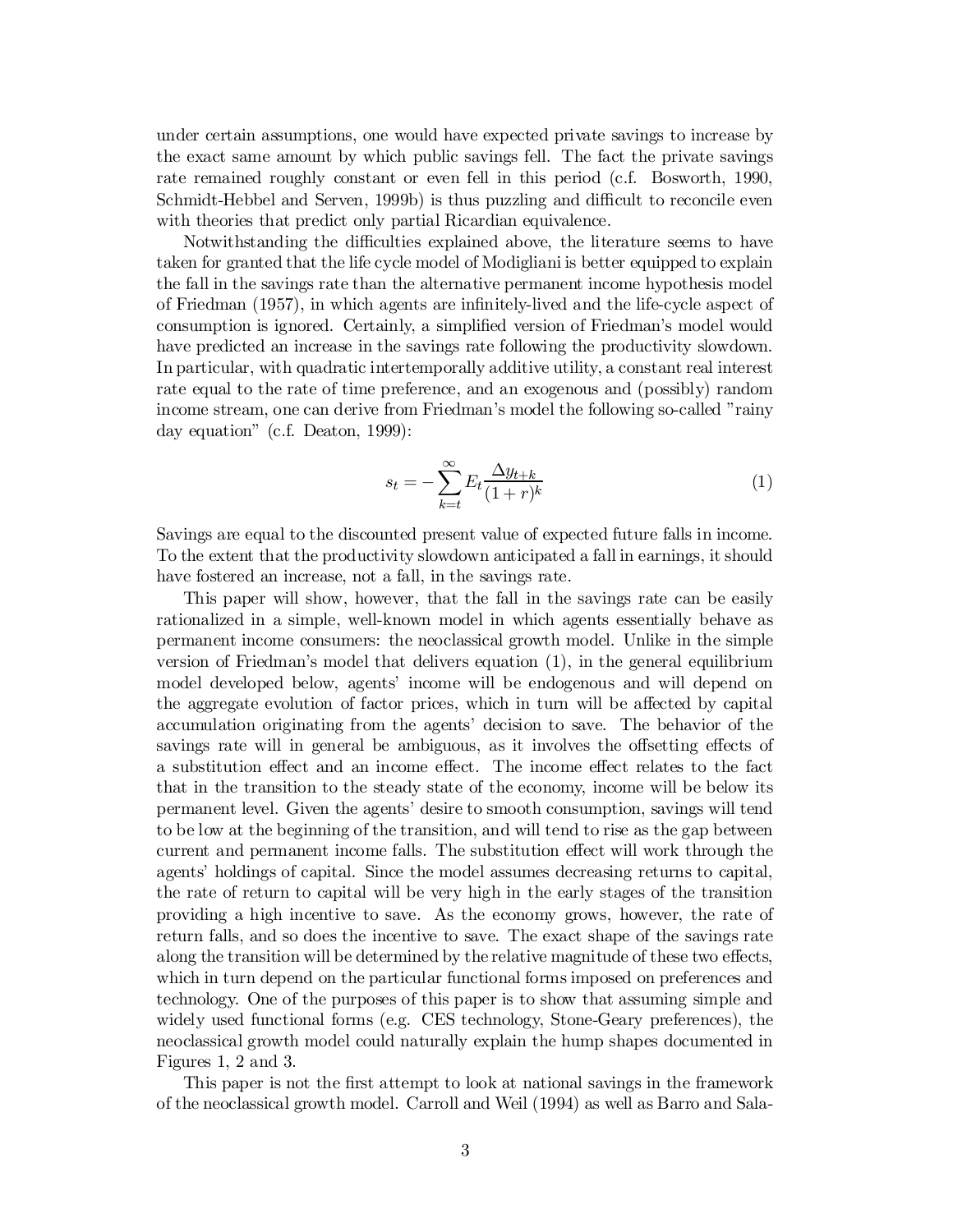under certain assumptions, one would have expected private savings to increase by the exact same amount by which public savings fell. The fact the private savings rate remained roughly constant or even fell in this period (c.f. Bosworth, 1990, Schmidt-Hebbel and Serven, 1999b) is thus puzzling and difficult to reconcile even with theories that predict only partial Ricardian equivalence.

Notwithstanding the difficulties explained above, the literature seems to have taken for granted that the life cycle model of Modigliani is better equipped to explain the fall in the savings rate than the alternative permanent income hypothesis model of Friedman (1957), in which agents are infinitely-lived and the life-cycle aspect of consumption is ignored. Certainly, a simplified version of Friedman's model would have predicted an increase in the savings rate following the productivity slowdown. In particular, with quadratic intertemporally additive utility, a constant real interest rate equal to the rate of time preference, and an exogenous and (possibly) random income stream, one can derive from Friedman's model the following so-called "rainy day equation" (c.f. Deaton, 1999):

$$s_t = -\sum_{k=t}^{\infty} E_t \frac{\Delta y_{t+k}}{(1+r)^k} \tag{1}$$

Savings are equal to the discounted present value of expected future falls in income. To the extent that the productivity slowdown anticipated a fall in earnings, it should have fostered an increase, not a fall, in the savings rate.

This paper will show, however, that the fall in the savings rate can be easily rationalized in a simple, well-known model in which agents essentially behave as permanent income consumers: the neoclassical growth model. Unlike in the simple version of Friedman's model that delivers equation (1), in the general equilibrium model developed below, agents' income will be endogenous and will depend on the aggregate evolution of factor prices, which in turn will be affected by capital accumulation originating from the agents' decision to save. The behavior of the savings rate will in general be ambiguous, as it involves the offsetting effects of a substitution effect and an income effect. The income effect relates to the fact that in the transition to the steady state of the economy, income will be below its permanent level. Given the agents' desire to smooth consumption, savings will tend to be low at the beginning of the transition, and will tend to rise as the gap between current and permanent income falls. The substitution effect will work through the agents' holdings of capital. Since the model assumes decreasing returns to capital, the rate of return to capital will be very high in the early stages of the transition providing a high incentive to save. As the economy grows, however, the rate of return falls, and so does the incentive to save. The exact shape of the savings rate along the transition will be determined by the relative magnitude of these two effects, which in turn depend on the particular functional forms imposed on preferences and technology. One of the purposes of this paper is to show that assuming simple and widely used functional forms (e.g. CES technology, Stone-Geary preferences), the neoclassical growth model could naturally explain the hump shapes documented in Figures 1, 2 and 3.

This paper is not the first attempt to look at national savings in the framework of the neoclassical growth model. Carroll and Weil (1994) as well as Barro and Sala-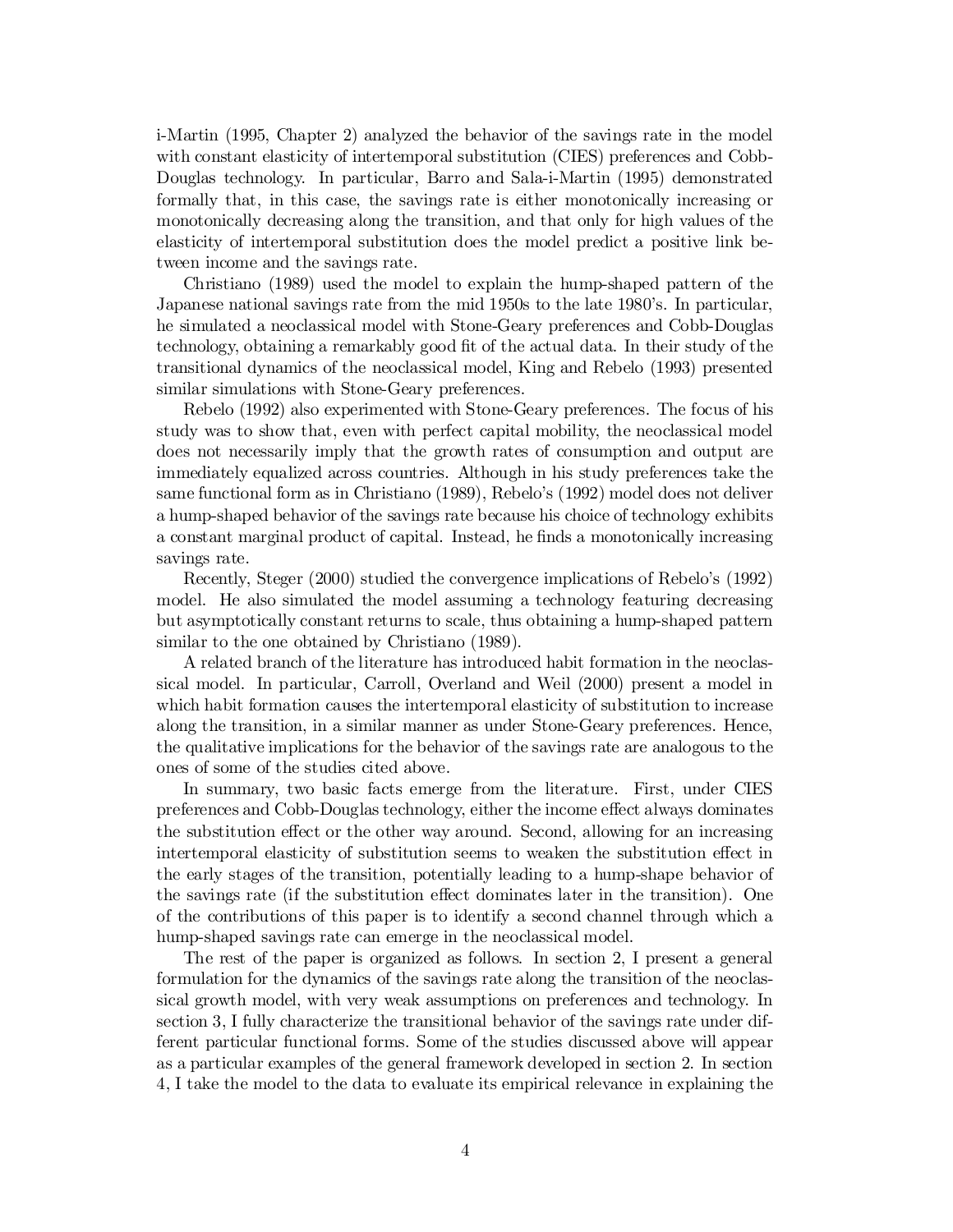i-Martin (1995, Chapter 2) analyzed the behavior of the savings rate in the model with constant elasticity of intertemporal substitution (CIES) preferences and Cobb-Douglas technology. In particular, Barro and Sala-i-Martin (1995) demonstrated formally that, in this case, the savings rate is either monotonically increasing or monotonically decreasing along the transition, and that only for high values of the elasticity of intertemporal substitution does the model predict a positive link between income and the savings rate.

Christiano (1989) used the model to explain the hump-shaped pattern of the Japanese national savings rate from the mid 1950s to the late 1980's. In particular, he simulated a neoclassical model with Stone-Geary preferences and Cobb-Douglas technology, obtaining a remarkably good fit of the actual data. In their study of the transitional dynamics of the neoclassical model, King and Rebelo (1993) presented similar simulations with Stone-Geary preferences.

Rebelo (1992) also experimented with Stone-Geary preferences. The focus of his study was to show that, even with perfect capital mobility, the neoclassical model does not necessarily imply that the growth rates of consumption and output are immediately equalized across countries. Although in his study preferences take the same functional form as in Christiano (1989), Rebelo's (1992) model does not deliver a hump-shaped behavior of the savings rate because his choice of technology exhibits a constant marginal product of capital. Instead, he finds a monotonically increasing savings rate.

Recently, Steger (2000) studied the convergence implications of Rebelo's (1992) model. He also simulated the model assuming a technology featuring decreasing but asymptotically constant returns to scale, thus obtaining a hump-shaped pattern similar to the one obtained by Christiano (1989).

A related branch of the literature has introduced habit formation in the neoclassical model. In particular, Carroll, Overland and Weil (2000) present a model in which habit formation causes the intertemporal elasticity of substitution to increase along the transition, in a similar manner as under Stone-Geary preferences. Hence, the qualitative implications for the behavior of the savings rate are analogous to the ones of some of the studies cited above.

In summary, two basic facts emerge from the literature. First, under CIES preferences and Cobb-Douglas technology, either the income effect always dominates the substitution effect or the other way around. Second, allowing for an increasing intertemporal elasticity of substitution seems to weaken the substitution effect in the early stages of the transition, potentially leading to a hump-shape behavior of the savings rate (if the substitution effect dominates later in the transition). One of the contributions of this paper is to identify a second channel through which a hump-shaped savings rate can emerge in the neoclassical model.

The rest of the paper is organized as follows. In section 2, I present a general formulation for the dynamics of the savings rate along the transition of the neoclassical growth model, with very weak assumptions on preferences and technology. In section 3, I fully characterize the transitional behavior of the savings rate under different particular functional forms. Some of the studies discussed above will appear as a particular examples of the general framework developed in section 2. In section 4, I take the model to the data to evaluate its empirical relevance in explaining the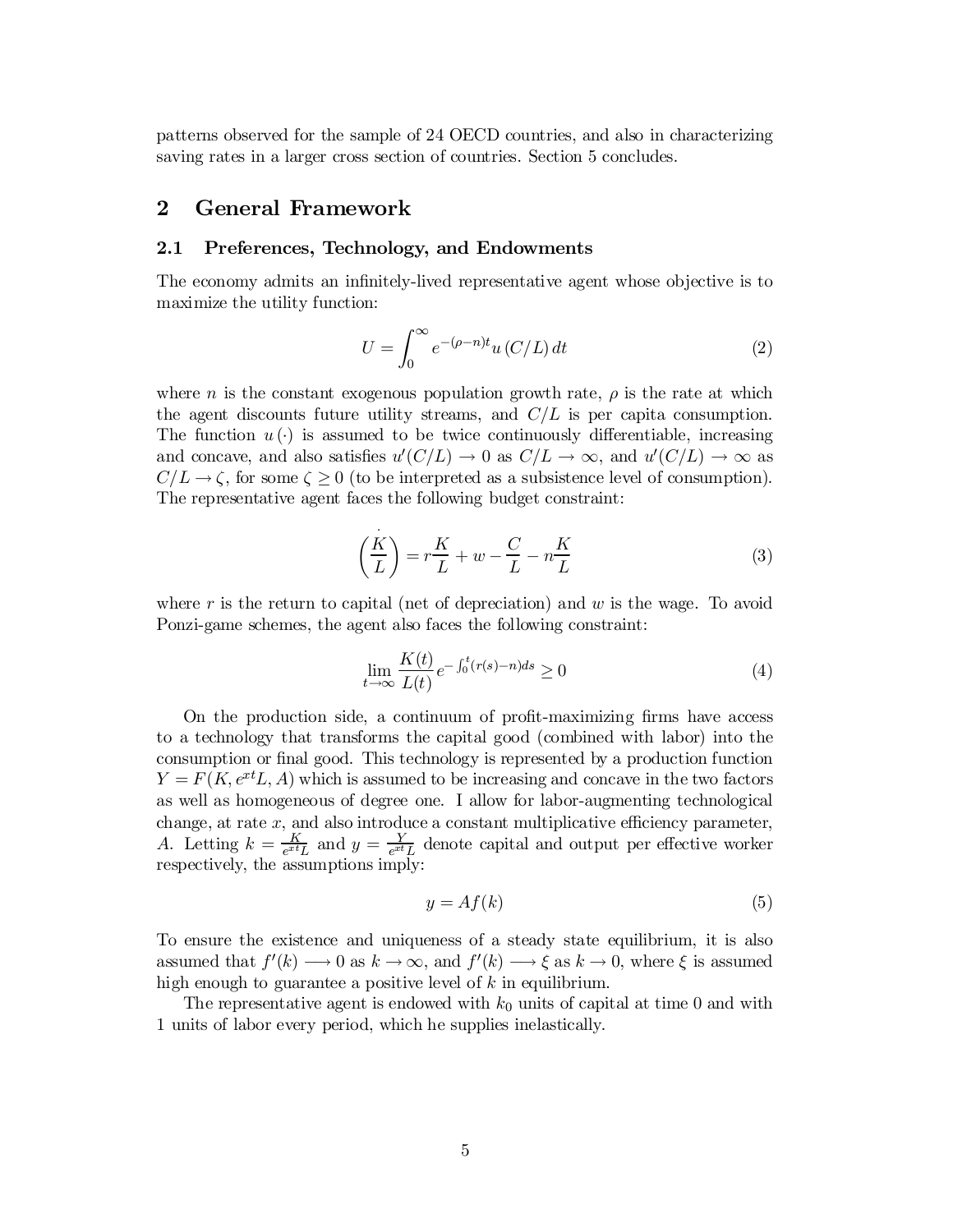patterns observed for the sample of 24 OECD countries, and also in characterizing saving rates in a larger cross section of countries. Section 5 concludes.

## 2 General Framework

### 2.1 Preferences, Technology, and Endowments

The economy admits an infinitely-lived representative agent whose objective is to maximize the utility function:

$$U = \int_0^\infty e^{-(\rho-n)t} u\left(C/L\right) dt \tag{2}$$

where $n$ is the constant exogenous population growth rate, $\rho$ is the rate at which the agent discounts future utility streams, and $C/L$ is per capita consumption. The function $u(\cdot)$ is assumed to be twice continuously differentiable, increasing and concave, and also satisfies $u'(C/L) \to 0$ as $C/L \to \infty$, and $u'(C/L) \to \infty$ as $C/L \to \zeta$, for some $\zeta \geq 0$ (to be interpreted as a subsistence level of consumption). The representative agent faces the following budget constraint:

$$\dot{\left(\frac{K}{L}\right)} = r\frac{K}{L} + w - \frac{C}{L} - n\frac{K}{L} \tag{3}$$

where $r$ is the return to capital (net of depreciation) and $w$ is the wage. To avoid Ponzi-game schemes, the agent also faces the following constraint:

$$\lim_{t\to\infty} \frac{K(t)}{L(t)} e^{-\int_0^t (r(s)-n)ds} \geq 0 \tag{4}$$

On the production side, a continuum of profit-maximizing firms have access to a technology that transforms the capital good (combined with labor) into the consumption or final good. This technology is represented by a production function $Y = F(K, e^{xt}L, A)$ which is assumed to be increasing and concave in the two factors as well as homogeneous of degree one. I allow for labor-augmenting technological change, at rate $x$, and also introduce a constant multiplicative efficiency parameter, $A$. Letting $k = \frac{K}{e^{xt}L}$ and $y = \frac{Y}{e^{xt}L}$ denote capital and output per effective worker respectively, the assumptions imply:

$$y = Af(k) \tag{5}$$

To ensure the existence and uniqueness of a steady state equilibrium, it is also assumed that $f'(k) \longrightarrow 0$ as $k \to \infty$, and $f'(k) \longrightarrow \xi$ as $k \to 0$, where $\xi$ is assumed high enough to guarantee a positive level of $k$ in equilibrium.

The representative agent is endowed with $k_0$ units of capital at time 0 and with 1 units of labor every period, which he supplies inelastically.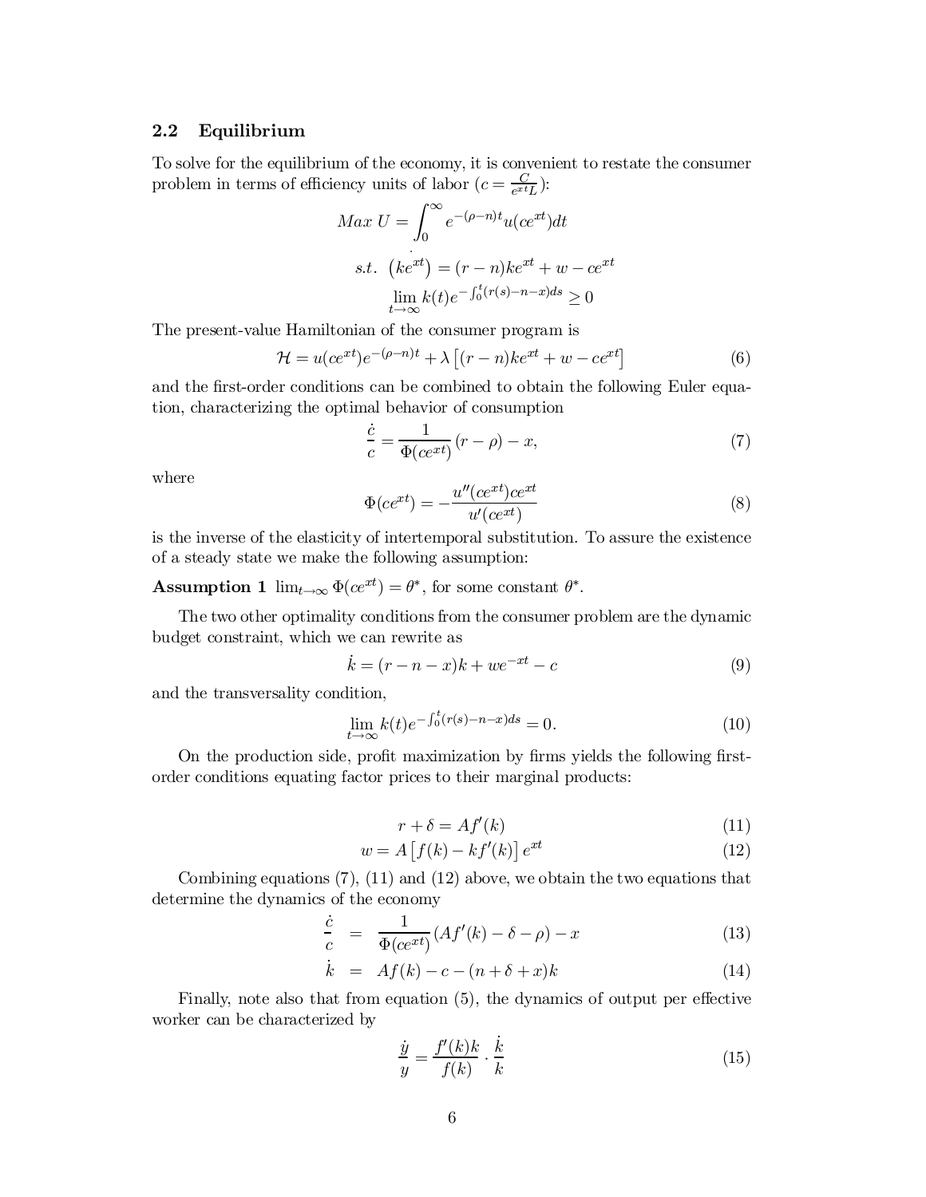## 2.2 Equilibrium

To solve for the equilibrium of the economy, it is convenient to restate the consumer problem in terms of efficiency units of labor ($c = \frac{C}{e^{xt}L}$):

$$Max\ U = \int_0^\infty e^{-(\rho-n)t} u(ce^{xt}) dt$$

$$s.t.\ \ \dot{\left(ke^{xt}\right)} = (r-n)ke^{xt} + w - ce^{xt}$$

$$\lim_{t\to\infty} k(t) e^{-\int_0^t (r(s)-n-x)ds} \geq 0$$

The present-value Hamiltonian of the consumer program is

$$\mathcal{H} = u(ce^{xt})e^{-(\rho-n)t} + \lambda\left[(r-n)ke^{xt} + w - ce^{xt}\right] \tag{6}$$

and the first-order conditions can be combined to obtain the following Euler equation, characterizing the optimal behavior of consumption

$$\frac{\dot{c}}{c} = \frac{1}{\Phi(ce^{xt})}(r-\rho) - x, \tag{7}$$

where

$$\Phi(ce^{xt}) = -\frac{u''(ce^{xt})ce^{xt}}{u'(ce^{xt})} \tag{8}$$

is the inverse of the elasticity of intertemporal substitution. To assure the existence of a steady state we make the following assumption:

**Assumption 1** $\lim_{t\to\infty} \Phi(ce^{xt}) = \theta^*$, for some constant $\theta^*$.

The two other optimality conditions from the consumer problem are the dynamic budget constraint, which we can rewrite as

$$\dot{k} = (r-n-x)k + we^{-xt} - c \tag{9}$$

and the transversality condition,

$$\lim_{t\to\infty} k(t) e^{-\int_0^t (r(s)-n-x)ds} = 0. \tag{10}$$

On the production side, profit maximization by firms yields the following first-order conditions equating factor prices to their marginal products:

$$r + \delta = Af'(k) \tag{11}$$

$$w = A\left[f(k) - kf'(k)\right]e^{xt} \tag{12}$$

Combining equations (7), (11) and (12) above, we obtain the two equations that determine the dynamics of the economy

$$\frac{\dot{c}}{c} = \frac{1}{\Phi(ce^{xt})}(Af'(k) - \delta - \rho) - x \tag{13}$$

$$\dot{k} = Af(k) - c - (n+\delta+x)k \tag{14}$$

Finally, note also that from equation (5), the dynamics of output per effective worker can be characterized by

$$\frac{\dot{y}}{y} = \frac{f'(k)k}{f(k)} \cdot \frac{\dot{k}}{k} \tag{15}$$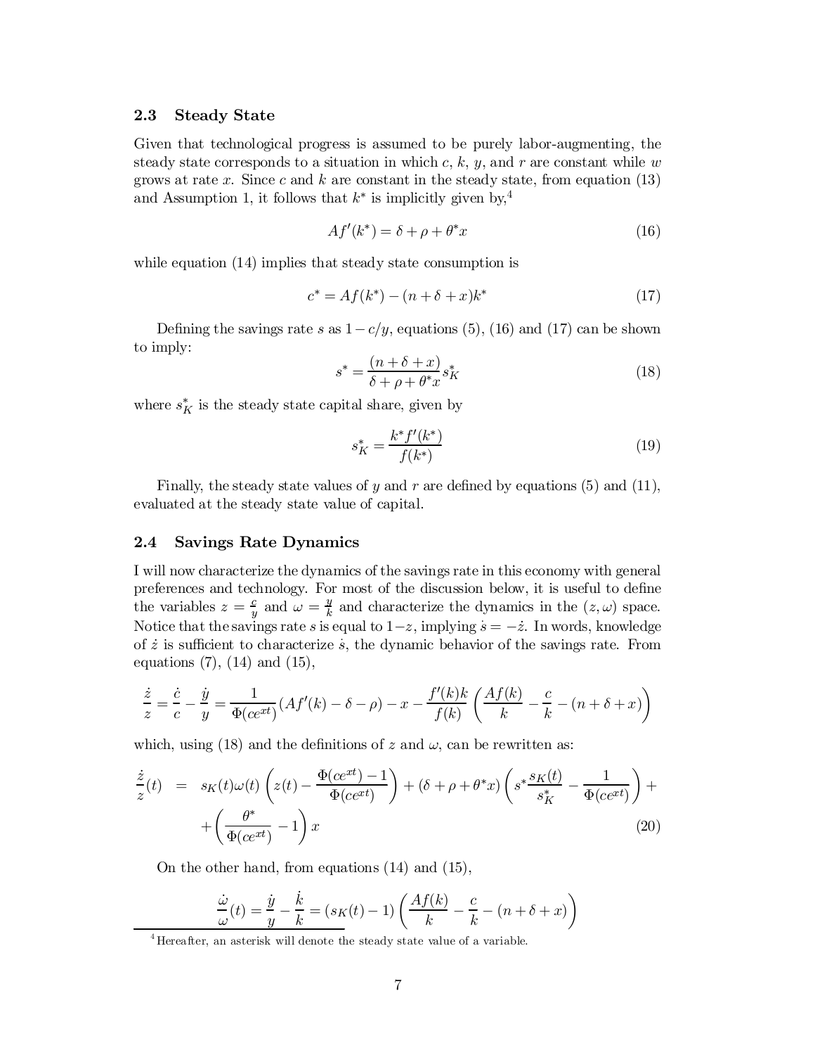## 2.3 Steady State

Given that technological progress is assumed to be purely labor-augmenting, the steady state corresponds to a situation in which $c$, $k$, $y$, and $r$ are constant while $w$ grows at rate $x$. Since $c$ and $k$ are constant in the steady state, from equation (13) and Assumption 1, it follows that $k^*$ is implicitly given by,[4]

$$Af'(k^*) = \delta + \rho + \theta^* x \tag{16}$$

while equation (14) implies that steady state consumption is

$$c^* = Af(k^*) - (n + \delta + x)k^* \tag{17}$$

Defining the savings rate $s$ as $1 - c/y$, equations (5), (16) and (17) can be shown to imply:

$$s^* = \frac{(n + \delta + x)}{\delta + \rho + \theta^* x} s_K^* \tag{18}$$

where $s_K^*$ is the steady state capital share, given by

$$s_K^* = \frac{k^* f'(k^*)}{f(k^*)} \tag{19}$$

Finally, the steady state values of $y$ and $r$ are defined by equations (5) and (11), evaluated at the steady state value of capital.

## 2.4 Savings Rate Dynamics

I will now characterize the dynamics of the savings rate in this economy with general preferences and technology. For most of the discussion below, it is useful to define the variables $z = \frac{c}{y}$ and $\omega = \frac{y}{k}$ and characterize the dynamics in the $(z, \omega)$ space. Notice that the savings rate $s$ is equal to $1 - z$, implying $\dot{s} = -\dot{z}$. In words, knowledge of $\dot{z}$ is sufficient to characterize $\dot{s}$, the dynamic behavior of the savings rate. From equations (7), (14) and (15),

$$\frac{\dot{z}}{z} = \frac{\dot{c}}{c} - \frac{\dot{y}}{y} = \frac{1}{\Phi(ce^{xt})}(Af'(k) - \delta - \rho) - x - \frac{f'(k)k}{f(k)}\left(\frac{Af(k)}{k} - \frac{c}{k} - (n + \delta + x)\right)$$

which, using (18) and the definitions of $z$ and $\omega$, can be rewritten as:

$$\begin{aligned}\frac{\dot{z}}{z}(t) \quad &= \quad s_K(t)\omega(t)\left(z(t) - \frac{\Phi(ce^{xt}) - 1}{\Phi(ce^{xt})}\right) + (\delta + \rho + \theta^* x)\left(s^* \frac{s_K(t)}{s_K^*} - \frac{1}{\Phi(ce^{xt})}\right) + \\ &\quad + \left(\frac{\theta^*}{\Phi(ce^{xt})} - 1\right)x \end{aligned} \tag{20}$$

On the other hand, from equations (14) and (15),

$$\frac{\dot{\omega}}{\omega}(t) = \frac{\dot{y}}{y} - \frac{\dot{k}}{k} = (s_K(t) - 1)\left(\frac{Af(k)}{k} - \frac{c}{k} - (n + \delta + x)\right)$$

[4] Hereafter, an asterisk will denote the steady state value of a variable.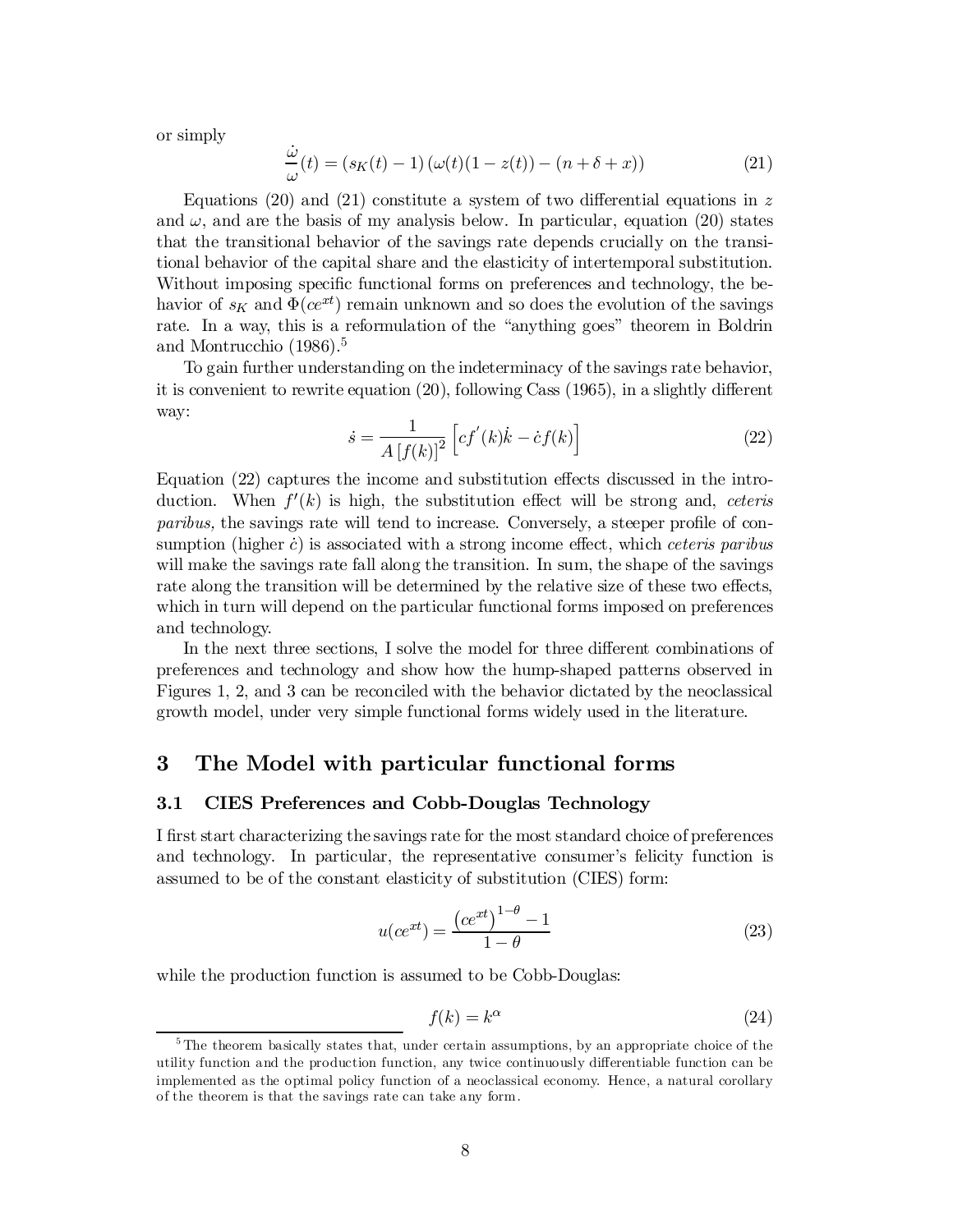or simply

$$\frac{\dot{\omega}}{\omega}(t) = (s_K(t) - 1)\left(\omega(t)(1 - z(t)) - (n + \delta + x)\right) \tag{21}$$

Equations (20) and (21) constitute a system of two differential equations in $z$ and $\omega$, and are the basis of my analysis below. In particular, equation (20) states that the transitional behavior of the savings rate depends crucially on the transitional behavior of the capital share and the elasticity of intertemporal substitution. Without imposing specific functional forms on preferences and technology, the behavior of $s_K$ and $\Phi(ce^{xt})$ remain unknown and so does the evolution of the savings rate. In a way, this is a reformulation of the "anything goes" theorem in Boldrin and Montrucchio (1986).[5]

To gain further understanding on the indeterminacy of the savings rate behavior, it is convenient to rewrite equation (20), following Cass (1965), in a slightly different way:

$$\dot{s} = \frac{1}{A\left[f(k)\right]^2}\left[cf^{'}(k)\dot{k} - \dot{c}f(k)\right] \tag{22}$$

Equation (22) captures the income and substitution effects discussed in the introduction. When $f'(k)$ is high, the substitution effect will be strong and, *ceteris paribus,* the savings rate will tend to increase. Conversely, a steeper profile of consumption (higher $\dot{c}$) is associated with a strong income effect, which *ceteris paribus* will make the savings rate fall along the transition. In sum, the shape of the savings rate along the transition will be determined by the relative size of these two effects, which in turn will depend on the particular functional forms imposed on preferences and technology.

In the next three sections, I solve the model for three different combinations of preferences and technology and show how the hump-shaped patterns observed in Figures 1, 2, and 3 can be reconciled with the behavior dictated by the neoclassical growth model, under very simple functional forms widely used in the literature.

# 3 The Model with particular functional forms

## 3.1 CIES Preferences and Cobb-Douglas Technology

I first start characterizing the savings rate for the most standard choice of preferences and technology. In particular, the representative consumer's felicity function is assumed to be of the constant elasticity of substitution (CIES) form:

$$u(ce^{xt}) = \frac{\left(ce^{xt}\right)^{1-\theta} - 1}{1 - \theta} \tag{23}$$

while the production function is assumed to be Cobb-Douglas:

$$f(k) = k^{\alpha} \tag{24}$$

[5] The theorem basically states that, under certain assumptions, by an appropriate choice of the utility function and the production function, any twice continuously differentiable function can be implemented as the optimal policy function of a neoclassical economy. Hence, a natural corollary of the theorem is that the savings rate can take any form.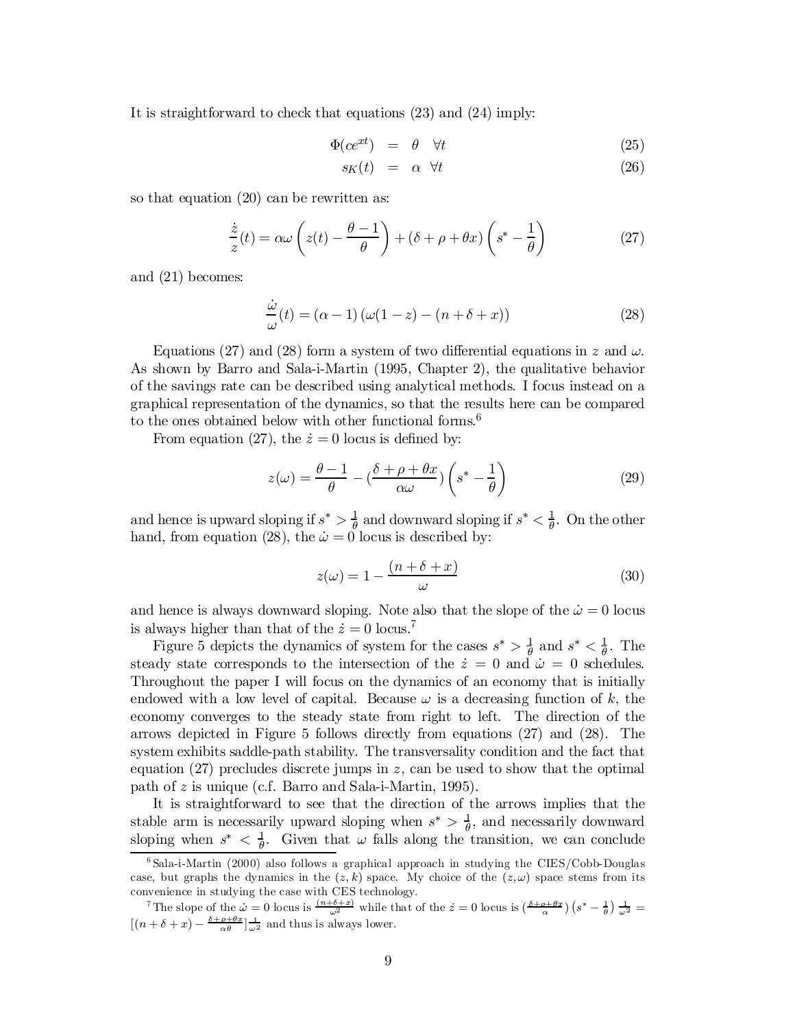It is straightforward to check that equations (23) and (24) imply:

$$\Phi(ce^{xt}) \;=\; \theta \quad \forall t \tag{25}$$

$$s_K(t) \;=\; \alpha \;\; \forall t \tag{26}$$

so that equation (20) can be rewritten as:

$$\frac{\dot{z}}{z}(t) = \alpha\omega\left(z(t) - \frac{\theta - 1}{\theta}\right) + (\delta + \rho + \theta x)\left(s^{*} - \frac{1}{\theta}\right) \tag{27}$$

and (21) becomes:

$$\frac{\dot{\omega}}{\omega}(t) = (\alpha - 1)\left(\omega(1 - z) - (n + \delta + x)\right) \tag{28}$$

Equations (27) and (28) form a system of two differential equations in $z$ and $\omega$. As shown by Barro and Sala-i-Martin (1995, Chapter 2), the qualitative behavior of the savings rate can be described using analytical methods. I focus instead on a graphical representation of the dynamics, so that the results here can be compared to the ones obtained below with other functional forms.[6]

From equation (27), the $\dot{z} = 0$ locus is defined by:

$$z(\omega) = \frac{\theta - 1}{\theta} - \left(\frac{\delta + \rho + \theta x}{\alpha\omega}\right)\left(s^{*} - \frac{1}{\theta}\right) \tag{29}$$

and hence is upward sloping if $s^{*} > \frac{1}{\theta}$ and downward sloping if $s^{*} < \frac{1}{\theta}$. On the other hand, from equation (28), the $\dot{\omega} = 0$ locus is described by:

$$z(\omega) = 1 - \frac{(n + \delta + x)}{\omega} \tag{30}$$

and hence is always downward sloping. Note also that the slope of the $\dot{\omega} = 0$ locus is always higher than that of the $\dot{z} = 0$ locus.[7]

Figure 5 depicts the dynamics of system for the cases $s^{*} > \frac{1}{\theta}$ and $s^{*} < \frac{1}{\theta}$. The steady state corresponds to the intersection of the $\dot{z} = 0$ and $\dot{\omega} = 0$ schedules. Throughout the paper I will focus on the dynamics of an economy that is initially endowed with a low level of capital. Because $\omega$ is a decreasing function of $k$, the economy converges to the steady state from right to left. The direction of the arrows depicted in Figure 5 follows directly from equations (27) and (28). The system exhibits saddle-path stability. The transversality condition and the fact that equation (27) precludes discrete jumps in $z$, can be used to show that the optimal path of $z$ is unique (c.f. Barro and Sala-i-Martin, 1995).

It is straightforward to see that the direction of the arrows implies that the stable arm is necessarily upward sloping when $s^{*} > \frac{1}{\theta}$, and necessarily downward sloping when $s^{*} < \frac{1}{\theta}$. Given that $\omega$ falls along the transition, we can conclude

---

[6] Sala-i-Martin (2000) also follows a graphical approach in studying the CIES/Cobb-Douglas case, but graphs the dynamics in the $(z, k)$ space. My choice of the $(z, \omega)$ space stems from its convenience in studying the case with CES technology.

[7] The slope of the $\dot{\omega} = 0$ locus is $\frac{(n+\delta+x)}{\omega^2}$ while that of the $\dot{z} = 0$ locus is $\left(\frac{\delta+\rho+\theta x}{\alpha}\right)\left(s^{*} - \frac{1}{\theta}\right)\frac{1}{\omega^2} = \left[(n + \delta + x) - \frac{\delta+\rho+\theta x}{\alpha\theta}\right]\frac{1}{\omega^2}$ and thus is always lower.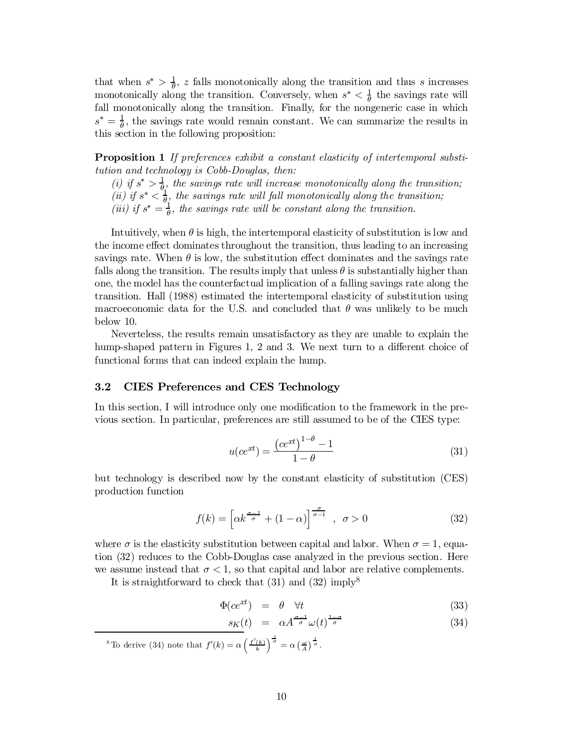that when $s^* > \frac{1}{\theta}$, $z$ falls monotonically along the transition and thus $s$ increases monotonically along the transition. Conversely, when $s^* < \frac{1}{\theta}$ the savings rate will fall monotonically along the transition. Finally, for the nongeneric case in which $s^* = \frac{1}{\theta}$, the savings rate would remain constant. We can summarize the results in this section in the following proposition:

**Proposition 1** *If preferences exhibit a constant elasticity of intertemporal substitution and technology is Cobb-Douglas, then:*

*(i) if $s^* > \frac{1}{\theta}$, the savings rate will increase monotonically along the transition;*

*(ii) if $s^* < \frac{1}{\theta}$, the savings rate will fall monotonically along the transition;*

*(iii) if $s^* = \frac{1}{\theta}$, the savings rate will be constant along the transition.*

Intuitively, when $\theta$ is high, the intertemporal elasticity of substitution is low and the income effect dominates throughout the transition, thus leading to an increasing savings rate. When $\theta$ is low, the substitution effect dominates and the savings rate falls along the transition. The results imply that unless $\theta$ is substantially higher than one, the model has the counterfactual implication of a falling savings rate along the transition. Hall (1988) estimated the intertemporal elasticity of substitution using macroeconomic data for the U.S. and concluded that $\theta$ was unlikely to be much below 10.

Neverteless, the results remain unsatisfactory as they are unable to explain the hump-shaped pattern in Figures 1, 2 and 3. We next turn to a different choice of functional forms that can indeed explain the hump.

### 3.2 CIES Preferences and CES Technology

In this section, I will introduce only one modification to the framework in the previous section. In particular, preferences are still assumed to be of the CIES type:

$$u(ce^{xt}) = \frac{\left(ce^{xt}\right)^{1-\theta} - 1}{1-\theta} \tag{31}$$

but technology is described now by the constant elasticity of substitution (CES) production function

$$f(k) = \left[\alpha k^{\frac{\sigma-1}{\sigma}} + (1-\alpha)\right]^{\frac{\sigma}{\sigma-1}} \quad , \ \sigma > 0 \tag{32}$$

where $\sigma$ is the elasticity substitution between capital and labor. When $\sigma = 1$, equation (32) reduces to the Cobb-Douglas case analyzed in the previous section. Here we assume instead that $\sigma < 1$, so that capital and labor are relative complements.

It is straightforward to check that (31) and (32) imply[8]

$$\Phi(ce^{xt}) = \theta \quad \forall t \tag{33}$$

$$s_K(t) = \alpha A^{\frac{\sigma-1}{\sigma}} \omega(t)^{\frac{1-\sigma}{\sigma}} \tag{34}$$

[8] To derive (34) note that $f'(k) = \alpha \left(\frac{f'(k)}{k}\right)^{\frac{1}{\sigma}} = \alpha \left(\frac{\omega}{A}\right)^{\frac{1}{\sigma}}$.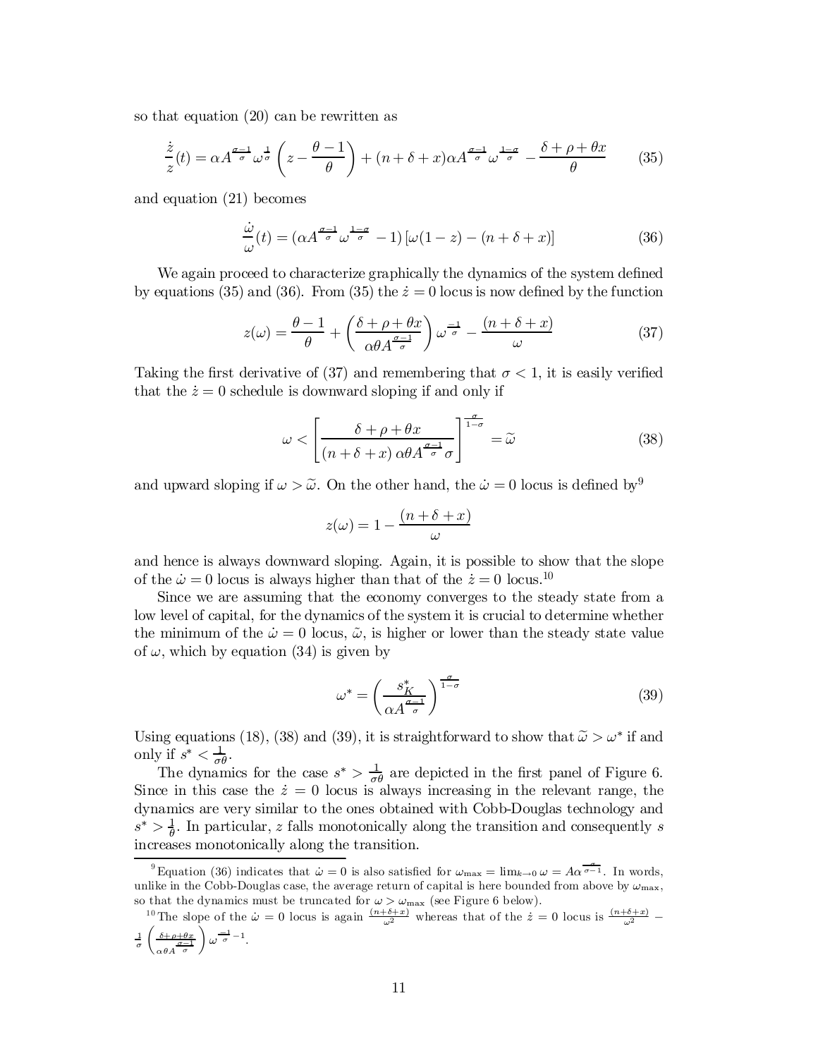so that equation (20) can be rewritten as

$$\frac{\dot{z}}{z}(t) = \alpha A^{\frac{\sigma-1}{\sigma}} \omega^{\frac{1}{\sigma}} \left( z - \frac{\theta - 1}{\theta} \right) + (n + \delta + x)\alpha A^{\frac{\sigma-1}{\sigma}} \omega^{\frac{1-\sigma}{\sigma}} - \frac{\delta + \rho + \theta x}{\theta} \tag{35}$$

and equation (21) becomes

$$\frac{\dot{\omega}}{\omega}(t) = (\alpha A^{\frac{\sigma-1}{\sigma}} \omega^{\frac{1-\sigma}{\sigma}} - 1) \left[ \omega(1 - z) - (n + \delta + x) \right] \tag{36}$$

We again proceed to characterize graphically the dynamics of the system defined by equations (35) and (36). From (35) the $\dot{z} = 0$ locus is now defined by the function

$$z(\omega) = \frac{\theta - 1}{\theta} + \left( \frac{\delta + \rho + \theta x}{\alpha \theta A^{\frac{\sigma-1}{\sigma}}} \right) \omega^{\frac{-1}{\sigma}} - \frac{(n + \delta + x)}{\omega} \tag{37}$$

Taking the first derivative of (37) and remembering that $\sigma < 1$, it is easily verified that the $\dot{z} = 0$ schedule is downward sloping if and only if

$$\omega < \left[ \frac{\delta + \rho + \theta x}{(n + \delta + x)\, \alpha \theta A^{\frac{\sigma-1}{\sigma}} \sigma} \right]^{\frac{\sigma}{1-\sigma}} = \widetilde{\omega} \tag{38}$$

and upward sloping if $\omega > \widetilde{\omega}$. On the other hand, the $\dot{\omega} = 0$ locus is defined by[9]

$$z(\omega) = 1 - \frac{(n + \delta + x)}{\omega}$$

and hence is always downward sloping. Again, it is possible to show that the slope of the $\dot{\omega} = 0$ locus is always higher than that of the $\dot{z} = 0$ locus.[10]

Since we are assuming that the economy converges to the steady state from a low level of capital, for the dynamics of the system it is crucial to determine whether the minimum of the $\dot{\omega} = 0$ locus, $\tilde{\omega}$, is higher or lower than the steady state value of $\omega$, which by equation (34) is given by

$$\omega^* = \left( \frac{s_K^*}{\alpha A^{\frac{\sigma-1}{\sigma}}} \right)^{\frac{\sigma}{1-\sigma}} \tag{39}$$

Using equations (18), (38) and (39), it is straightforward to show that $\widetilde{\omega} > \omega^*$ if and only if $s^* < \frac{1}{\sigma\theta}$.

The dynamics for the case $s^* > \frac{1}{\sigma\theta}$ are depicted in the first panel of Figure 6. Since in this case the $\dot{z} = 0$ locus is always increasing in the relevant range, the dynamics are very similar to the ones obtained with Cobb-Douglas technology and $s^* > \frac{1}{\theta}$. In particular, $z$ falls monotonically along the transition and consequently $s$ increases monotonically along the transition.

---

[9] Equation (36) indicates that $\dot{\omega} = 0$ is also satisfied for $\omega_{\max} = \lim_{k \to 0} \omega = A\alpha^{\frac{\sigma}{\sigma-1}}$. In words, unlike in the Cobb-Douglas case, the average return of capital is here bounded from above by $\omega_{\max}$, so that the dynamics must be truncated for $\omega > \omega_{\max}$ (see Figure 6 below).

[10] The slope of the $\dot{\omega} = 0$ locus is again $\frac{(n+\delta+x)}{\omega^2}$ whereas that of the $\dot{z} = 0$ locus is $\frac{(n+\delta+x)}{\omega^2} - \frac{1}{\sigma} \left( \frac{\delta+\rho+\theta x}{\alpha \theta A^{\frac{\sigma-1}{\sigma}}} \right) \omega^{\frac{-1}{\sigma}-1}$.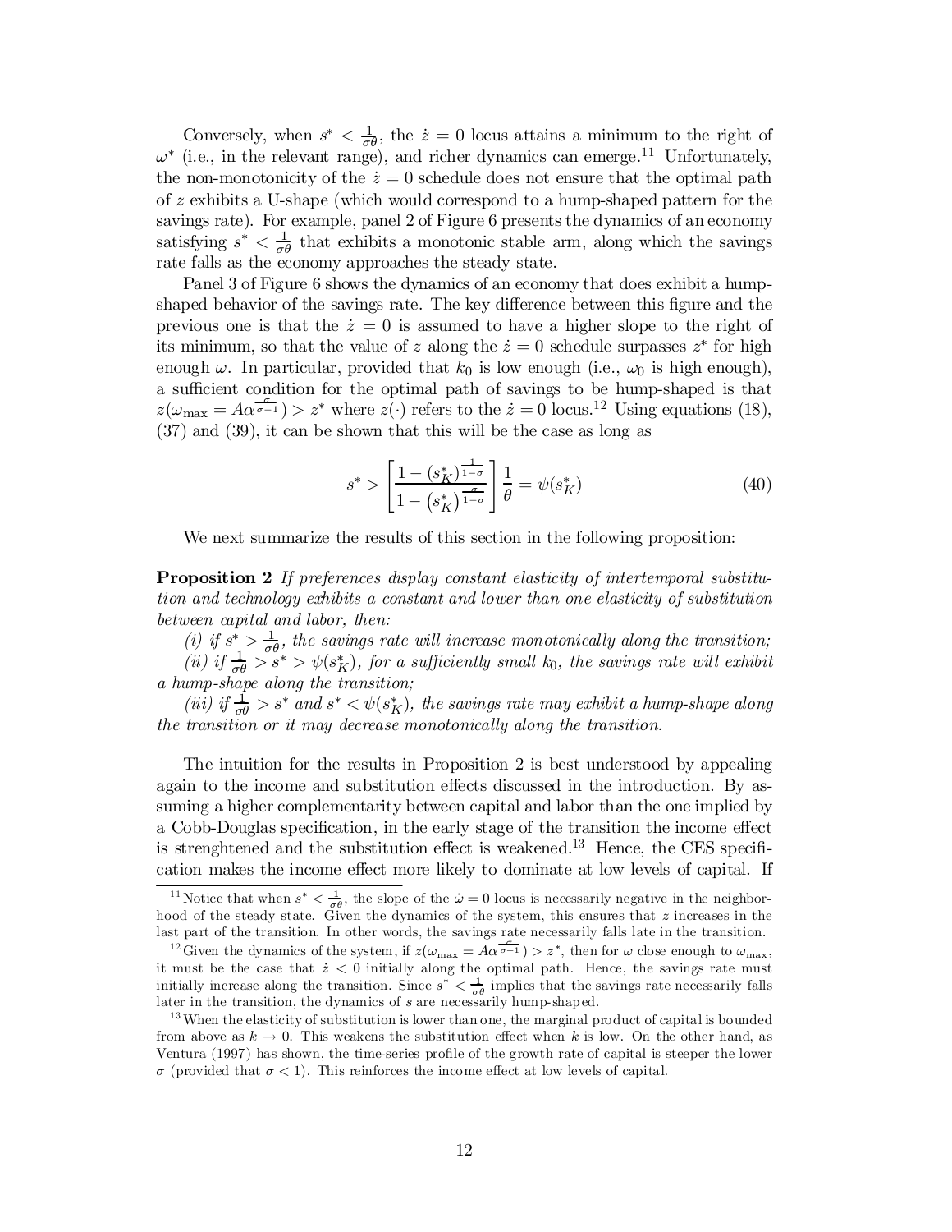Conversely, when $s^* < \frac{1}{\sigma\theta}$, the $\dot{z} = 0$ locus attains a minimum to the right of $\omega^*$ (i.e., in the relevant range), and richer dynamics can emerge.[11] Unfortunately, the non-monotonicity of the $\dot{z} = 0$ schedule does not ensure that the optimal path of $z$ exhibits a U-shape (which would correspond to a hump-shaped pattern for the savings rate). For example, panel 2 of Figure 6 presents the dynamics of an economy satisfying $s^* < \frac{1}{\sigma\theta}$ that exhibits a monotonic stable arm, along which the savings rate falls as the economy approaches the steady state.

Panel 3 of Figure 6 shows the dynamics of an economy that does exhibit a hump-shaped behavior of the savings rate. The key difference between this figure and the previous one is that the $\dot{z} = 0$ is assumed to have a higher slope to the right of its minimum, so that the value of $z$ along the $\dot{z} = 0$ schedule surpasses $z^*$ for high enough $\omega$. In particular, provided that $k_0$ is low enough (i.e., $\omega_0$ is high enough), a sufficient condition for the optimal path of savings to be hump-shaped is that $z(\omega_{\max} = A\alpha^{\frac{\sigma}{\sigma-1}}) > z^*$ where $z(\cdot)$ refers to the $\dot{z} = 0$ locus.[12] Using equations (18), (37) and (39), it can be shown that this will be the case as long as

$$s^* > \left[ \frac{1 - (s_K^*)^{\frac{1}{1-\sigma}}}{1 - (s_K^*)^{\frac{\sigma}{1-\sigma}}} \right] \frac{1}{\theta} = \psi(s_K^*) \tag{40}$$

We next summarize the results of this section in the following proposition:

**Proposition 2** *If preferences display constant elasticity of intertemporal substitution and technology exhibits a constant and lower than one elasticity of substitution between capital and labor, then:*

*(i) if $s^* > \frac{1}{\sigma\theta}$, the savings rate will increase monotonically along the transition;*

*(ii) if $\frac{1}{\sigma\theta} > s^* > \psi(s_K^*)$, for a sufficiently small $k_0$, the savings rate will exhibit a hump-shape along the transition;*

*(iii) if $\frac{1}{\sigma\theta} > s^*$ and $s^* < \psi(s_K^*)$, the savings rate may exhibit a hump-shape along the transition or it may decrease monotonically along the transition.*

The intuition for the results in Proposition 2 is best understood by appealing again to the income and substitution effects discussed in the introduction. By assuming a higher complementarity between capital and labor than the one implied by a Cobb-Douglas specification, in the early stage of the transition the income effect is strenghtened and the substitution effect is weakened.[13] Hence, the CES specification makes the income effect more likely to dominate at low levels of capital. If

[11] Notice that when $s^* < \frac{1}{\sigma\theta}$, the slope of the $\dot{\omega} = 0$ locus is necessarily negative in the neighborhood of the steady state. Given the dynamics of the system, this ensures that $z$ increases in the last part of the transition. In other words, the savings rate necessarily falls late in the transition.

[12] Given the dynamics of the system, if $z(\omega_{\max} = A\alpha^{\frac{\sigma}{\sigma-1}}) > z^*$, then for $\omega$ close enough to $\omega_{\max}$, it must be the case that $\dot{z} < 0$ initially along the optimal path. Hence, the savings rate must initially increase along the transition. Since $s^* < \frac{1}{\sigma\theta}$ implies that the savings rate necessarily falls later in the transition, the dynamics of $s$ are necessarily hump-shaped.

[13] When the elasticity of substitution is lower than one, the marginal product of capital is bounded from above as $k \to 0$. This weakens the substitution effect when $k$ is low. On the other hand, as Ventura (1997) has shown, the time-series profile of the growth rate of capital is steeper the lower $\sigma$ (provided that $\sigma < 1$). This reinforces the income effect at low levels of capital.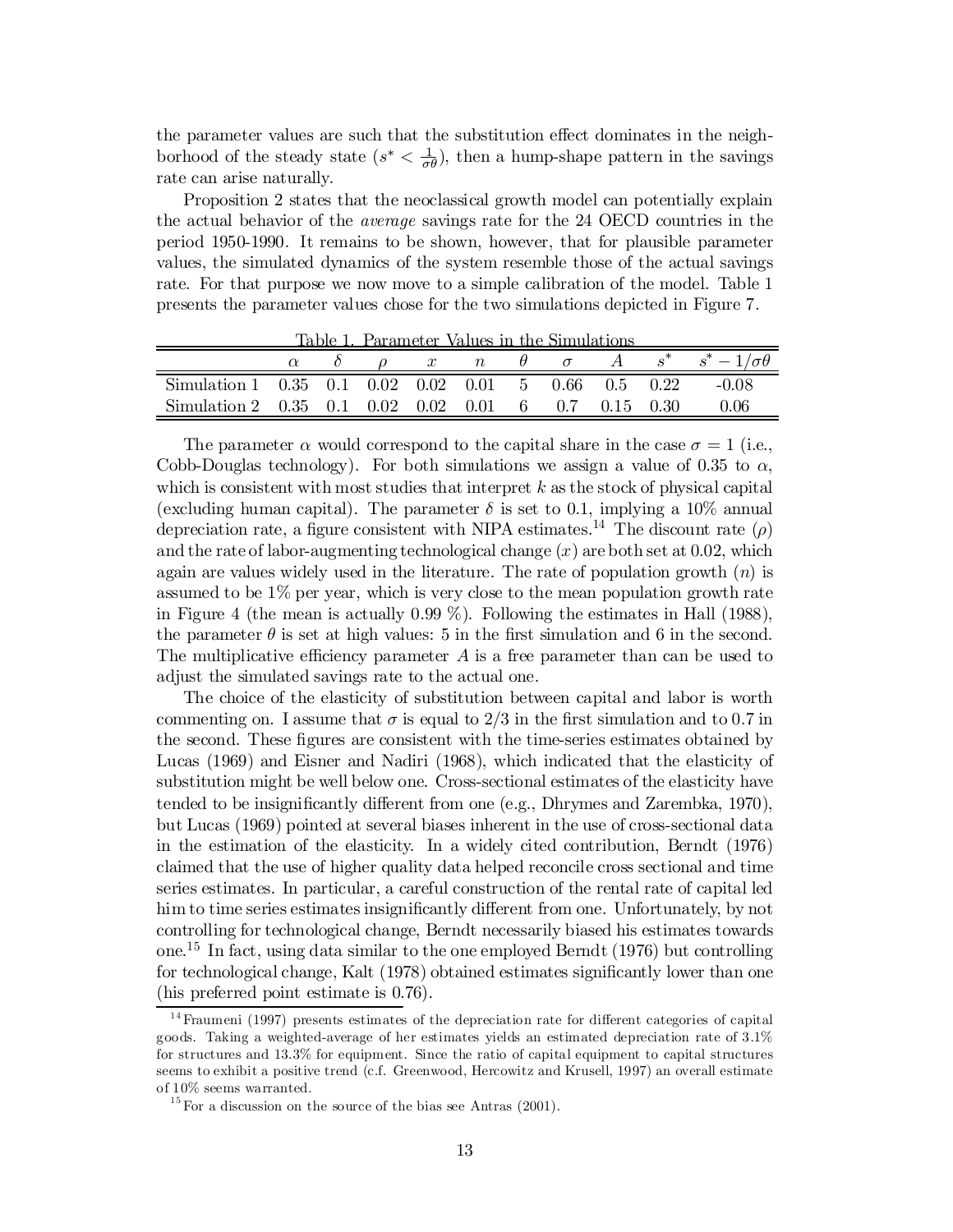the parameter values are such that the substitution effect dominates in the neighborhood of the steady state ($s^* < \frac{1}{\sigma\theta}$), then a hump-shape pattern in the savings rate can arise naturally.

Proposition 2 states that the neoclassical growth model can potentially explain the actual behavior of the *average* savings rate for the 24 OECD countries in the period 1950-1990. It remains to be shown, however, that for plausible parameter values, the simulated dynamics of the system resemble those of the actual savings rate. For that purpose we now move to a simple calibration of the model. Table 1 presents the parameter values chose for the two simulations depicted in Figure 7.

Table 1. Parameter Values in the Simulations

| | $\alpha$ | $\delta$ | $\rho$ | $x$ | $n$ | $\theta$ | $\sigma$ | $A$ | $s^*$ | $s^* - 1/\sigma\theta$ |
|---|---|---|---|---|---|---|---|---|---|---|
| Simulation 1 | 0.35 | 0.1 | 0.02 | 0.02 | 0.01 | 5 | 0.66 | 0.5 | 0.22 | -0.08 |
| Simulation 2 | 0.35 | 0.1 | 0.02 | 0.02 | 0.01 | 6 | 0.7 | 0.15 | 0.30 | 0.06 |

The parameter $\alpha$ would correspond to the capital share in the case $\sigma = 1$ (i.e., Cobb-Douglas technology). For both simulations we assign a value of 0.35 to $\alpha$, which is consistent with most studies that interpret $k$ as the stock of physical capital (excluding human capital). The parameter $\delta$ is set to 0.1, implying a 10% annual depreciation rate, a figure consistent with NIPA estimates.[14] The discount rate ($\rho$) and the rate of labor-augmenting technological change ($x$) are both set at 0.02, which again are values widely used in the literature. The rate of population growth ($n$) is assumed to be 1% per year, which is very close to the mean population growth rate in Figure 4 (the mean is actually 0.99 %). Following the estimates in Hall (1988), the parameter $\theta$ is set at high values: 5 in the first simulation and 6 in the second. The multiplicative efficiency parameter $A$ is a free parameter than can be used to adjust the simulated savings rate to the actual one.

The choice of the elasticity of substitution between capital and labor is worth commenting on. I assume that $\sigma$ is equal to 2/3 in the first simulation and to 0.7 in the second. These figures are consistent with the time-series estimates obtained by Lucas (1969) and Eisner and Nadiri (1968), which indicated that the elasticity of substitution might be well below one. Cross-sectional estimates of the elasticity have tended to be insignificantly different from one (e.g., Dhrymes and Zarembka, 1970), but Lucas (1969) pointed at several biases inherent in the use of cross-sectional data in the estimation of the elasticity. In a widely cited contribution, Berndt (1976) claimed that the use of higher quality data helped reconcile cross sectional and time series estimates. In particular, a careful construction of the rental rate of capital led him to time series estimates insignificantly different from one. Unfortunately, by not controlling for technological change, Berndt necessarily biased his estimates towards one.[15] In fact, using data similar to the one employed Berndt (1976) but controlling for technological change, Kalt (1978) obtained estimates significantly lower than one (his preferred point estimate is 0.76).

[14] Fraumeni (1997) presents estimates of the depreciation rate for different categories of capital goods. Taking a weighted-average of her estimates yields an estimated depreciation rate of 3.1% for structures and 13.3% for equipment. Since the ratio of capital equipment to capital structures seems to exhibit a positive trend (c.f. Greenwood, Hercowitz and Krusell, 1997) an overall estimate of 10% seems warranted.

[15] For a discussion on the source of the bias see Antras (2001).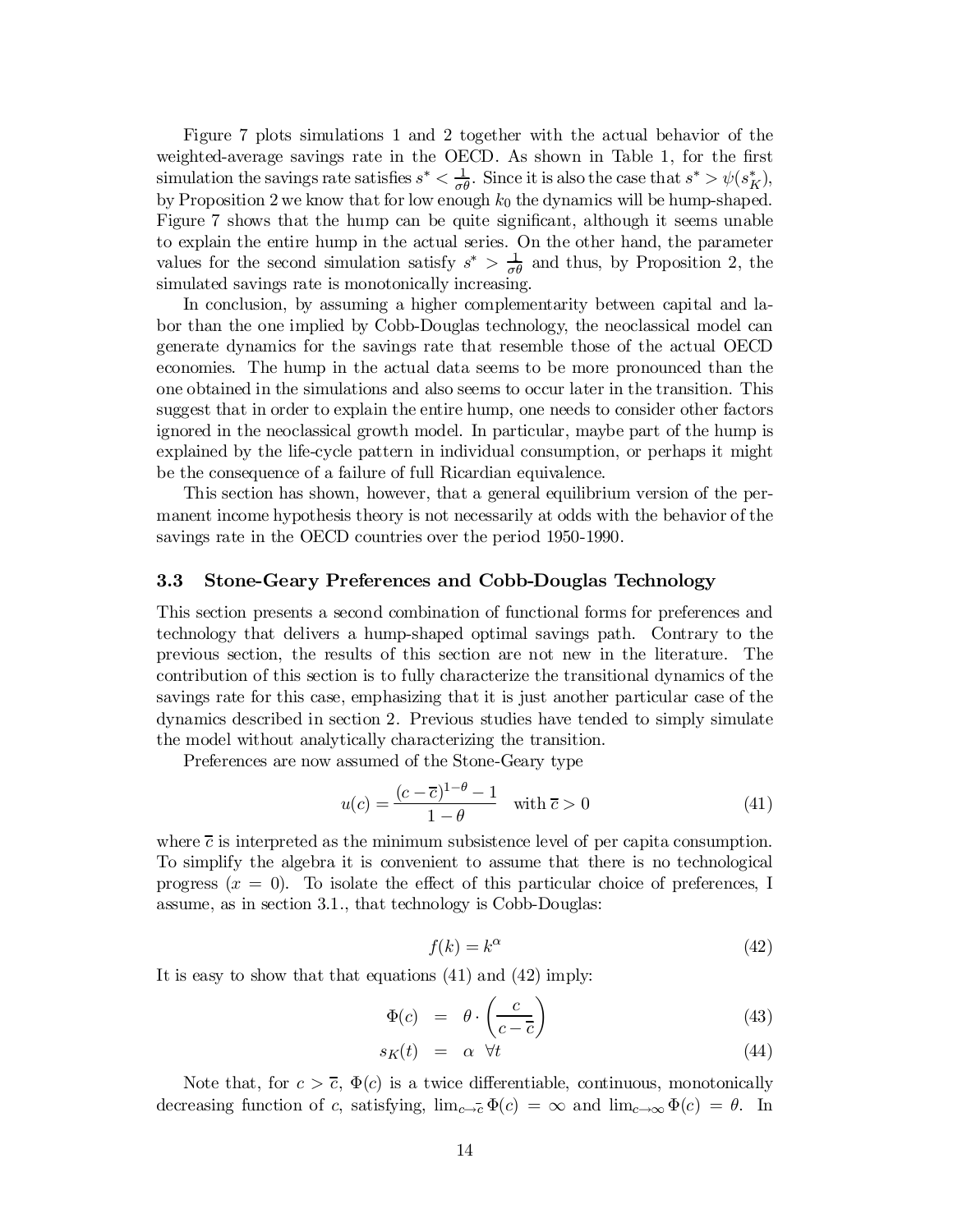Figure 7 plots simulations 1 and 2 together with the actual behavior of the weighted-average savings rate in the OECD. As shown in Table 1, for the first simulation the savings rate satisfies $s^* < \frac{1}{\sigma\theta}$. Since it is also the case that $s^* > \psi(s_K^*)$, by Proposition 2 we know that for low enough $k_0$ the dynamics will be hump-shaped. Figure 7 shows that the hump can be quite significant, although it seems unable to explain the entire hump in the actual series. On the other hand, the parameter values for the second simulation satisfy $s^* > \frac{1}{\sigma\theta}$ and thus, by Proposition 2, the simulated savings rate is monotonically increasing.

In conclusion, by assuming a higher complementarity between capital and labor than the one implied by Cobb-Douglas technology, the neoclassical model can generate dynamics for the savings rate that resemble those of the actual OECD economies. The hump in the actual data seems to be more pronounced than the one obtained in the simulations and also seems to occur later in the transition. This suggest that in order to explain the entire hump, one needs to consider other factors ignored in the neoclassical growth model. In particular, maybe part of the hump is explained by the life-cycle pattern in individual consumption, or perhaps it might be the consequence of a failure of full Ricardian equivalence.

This section has shown, however, that a general equilibrium version of the permanent income hypothesis theory is not necessarily at odds with the behavior of the savings rate in the OECD countries over the period 1950-1990.

### 3.3 Stone-Geary Preferences and Cobb-Douglas Technology

This section presents a second combination of functional forms for preferences and technology that delivers a hump-shaped optimal savings path. Contrary to the previous section, the results of this section are not new in the literature. The contribution of this section is to fully characterize the transitional dynamics of the savings rate for this case, emphasizing that it is just another particular case of the dynamics described in section 2. Previous studies have tended to simply simulate the model without analytically characterizing the transition.

Preferences are now assumed of the Stone-Geary type

$$u(c) = \frac{(c - \overline{c})^{1-\theta} - 1}{1-\theta} \quad \text{with } \overline{c} > 0 \tag{41}$$

where $\overline{c}$ is interpreted as the minimum subsistence level of per capita consumption. To simplify the algebra it is convenient to assume that there is no technological progress ($x = 0$). To isolate the effect of this particular choice of preferences, I assume, as in section 3.1., that technology is Cobb-Douglas:

$$f(k) = k^{\alpha} \tag{42}$$

It is easy to show that that equations (41) and (42) imply:

$$\Phi(c) = \theta \cdot \left( \frac{c}{c - \overline{c}} \right) \tag{43}$$

$$s_K(t) = \alpha \ \ \forall t \tag{44}$$

Note that, for $c > \overline{c}$, $\Phi(c)$ is a twice differentiable, continuous, monotonically decreasing function of $c$, satisfying, $\lim_{c \to \overline{c}} \Phi(c) = \infty$ and $\lim_{c \to \infty} \Phi(c) = \theta$. In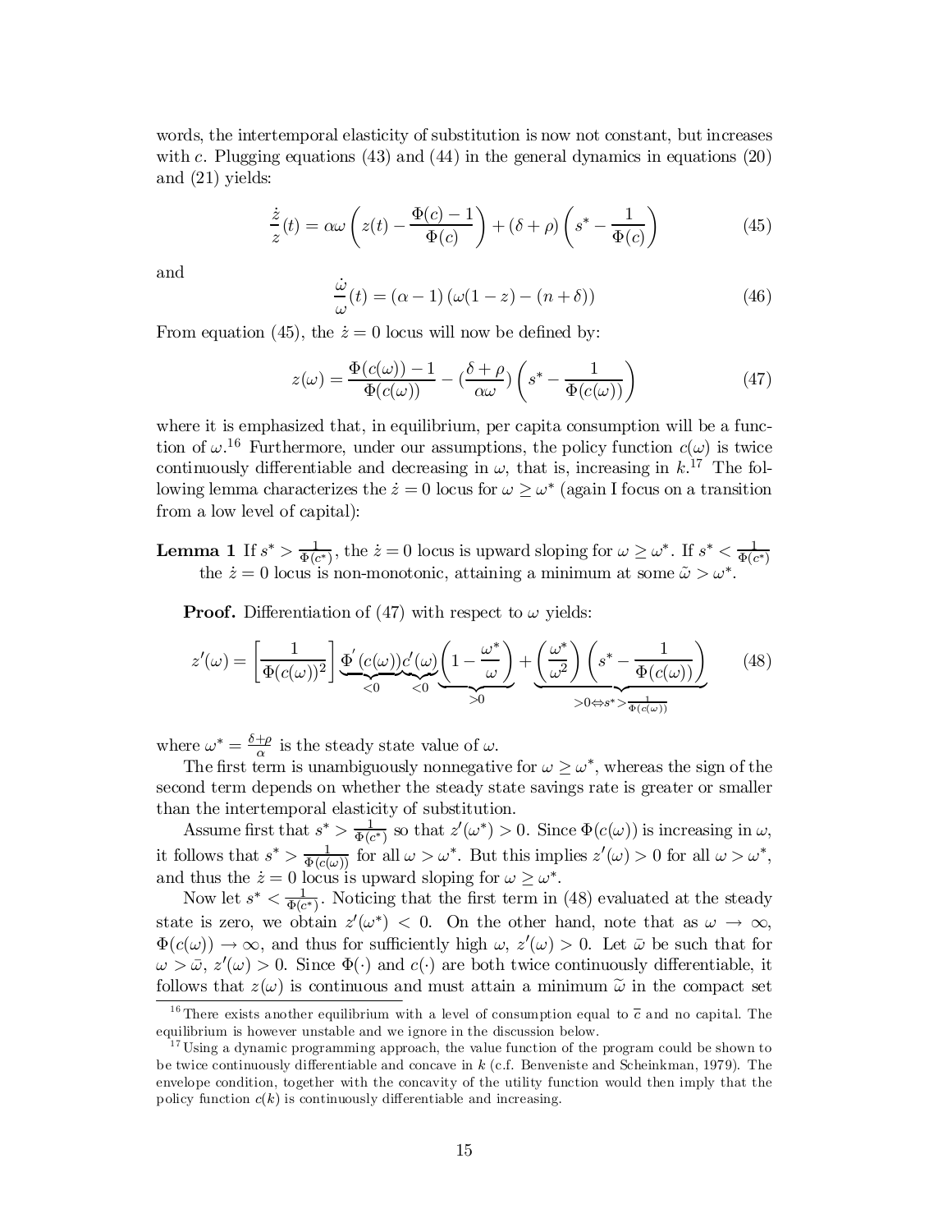words, the intertemporal elasticity of substitution is now not constant, but increases with $c$. Plugging equations (43) and (44) in the general dynamics in equations (20) and (21) yields:

$$\frac{\dot{z}}{z}(t) = \alpha\omega\left(z(t) - \frac{\Phi(c) - 1}{\Phi(c)}\right) + (\delta + \rho)\left(s^* - \frac{1}{\Phi(c)}\right) \tag{45}$$

and

$$\frac{\dot{\omega}}{\omega}(t) = (\alpha - 1)\left(\omega(1 - z) - (n + \delta)\right) \tag{46}$$

From equation (45), the $\dot{z} = 0$ locus will now be defined by:

$$z(\omega) = \frac{\Phi(c(\omega)) - 1}{\Phi(c(\omega))} - \left(\frac{\delta + \rho}{\alpha\omega}\right)\left(s^* - \frac{1}{\Phi(c(\omega))}\right) \tag{47}$$

where it is emphasized that, in equilibrium, per capita consumption will be a function of $\omega$.[16] Furthermore, under our assumptions, the policy function $c(\omega)$ is twice continuously differentiable and decreasing in $\omega$, that is, increasing in $k$.[17] The following lemma characterizes the $\dot{z} = 0$ locus for $\omega \geq \omega^*$ (again I focus on a transition from a low level of capital):

**Lemma 1** If $s^* > \frac{1}{\Phi(c^*)}$, the $\dot{z} = 0$ locus is upward sloping for $\omega \geq \omega^*$. If $s^* < \frac{1}{\Phi(c^*)}$ the $\dot{z} = 0$ locus is non-monotonic, attaining a minimum at some $\tilde{\omega} > \omega^*$.

**Proof.** Differentiation of (47) with respect to $\omega$ yields:

$$z'(\omega) = \left[\frac{1}{\Phi(c(\omega))^2}\right]\underbrace{\Phi'(c(\omega))}_{<0}\underbrace{c'(\omega)}_{<0}\underbrace{\left(1 - \frac{\omega^*}{\omega}\right)}_{>0} + \underbrace{\left(\frac{\omega^*}{\omega^2}\right)\left(s^* - \frac{1}{\Phi(c(\omega))}\right)}_{>0 \Leftrightarrow s^* > \frac{1}{\Phi(c(\omega))}} \tag{48}$$

where $\omega^* = \frac{\delta+\rho}{\alpha}$ is the steady state value of $\omega$.

The first term is unambiguously nonnegative for $\omega \geq \omega^*$, whereas the sign of the second term depends on whether the steady state savings rate is greater or smaller than the intertemporal elasticity of substitution.

Assume first that $s^* > \frac{1}{\Phi(c^*)}$ so that $z'(\omega^*) > 0$. Since $\Phi(c(\omega))$ is increasing in $\omega$, it follows that $s^* > \frac{1}{\Phi(c(\omega))}$ for all $\omega > \omega^*$. But this implies $z'(\omega) > 0$ for all $\omega > \omega^*$, and thus the $\dot{z} = 0$ locus is upward sloping for $\omega \geq \omega^*$.

Now let $s^* < \frac{1}{\Phi(c^*)}$. Noticing that the first term in (48) evaluated at the steady state is zero, we obtain $z'(\omega^*) < 0$. On the other hand, note that as $\omega \to \infty$, $\Phi(c(\omega)) \to \infty$, and thus for sufficiently high $\omega$, $z'(\omega) > 0$. Let $\bar{\omega}$ be such that for $\omega > \bar{\omega}$, $z'(\omega) > 0$. Since $\Phi(\cdot)$ and $c(\cdot)$ are both twice continuously differentiable, it follows that $z(\omega)$ is continuous and must attain a minimum $\tilde{\omega}$ in the compact set

[16] There exists another equilibrium with a level of consumption equal to $\bar{c}$ and no capital. The equilibrium is however unstable and we ignore in the discussion below.

[17] Using a dynamic programming approach, the value function of the program could be shown to be twice continuously differentiable and concave in $k$ (c.f. Benveniste and Scheinkman, 1979). The envelope condition, together with the concavity of the utility function would then imply that the policy function $c(k)$ is continuously differentiable and increasing.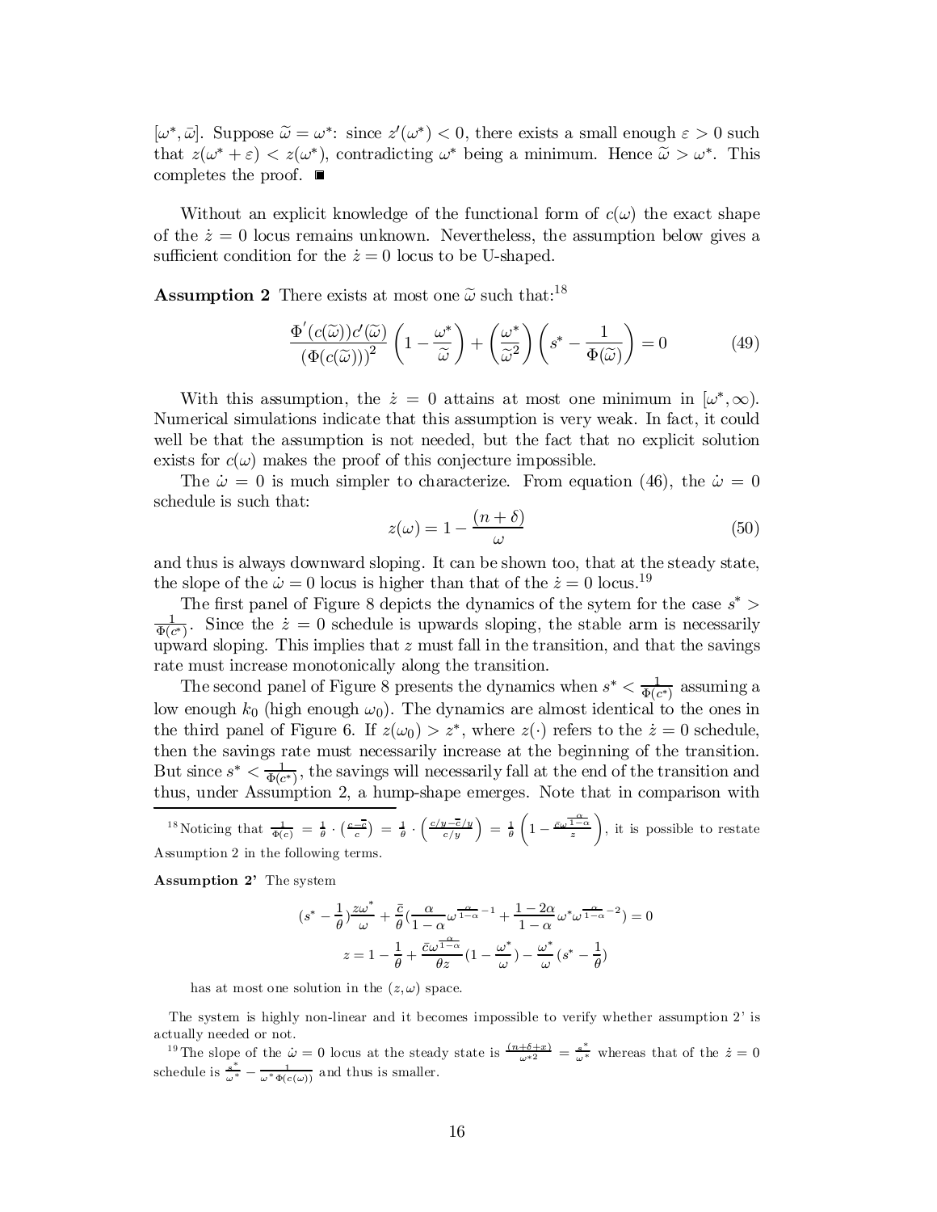$[\omega^*, \bar{\omega}]$. Suppose $\widetilde{\omega} = \omega^*$: since $z'(\omega^*) < 0$, there exists a small enough $\varepsilon > 0$ such that $z(\omega^* + \varepsilon) < z(\omega^*)$, contradicting $\omega^*$ being a minimum. Hence $\widetilde{\omega} > \omega^*$. This completes the proof. ∎

Without an explicit knowledge of the functional form of $c(\omega)$ the exact shape of the $\dot{z} = 0$ locus remains unknown. Nevertheless, the assumption below gives a sufficient condition for the $\dot{z} = 0$ locus to be U-shaped.

**Assumption 2** There exists at most one $\widetilde{\omega}$ such that:[18]

$$\frac{\Phi'(c(\widetilde{\omega}))c'(\widetilde{\omega})}{(\Phi(c(\widetilde{\omega})))^2}\left(1 - \frac{\omega^*}{\widetilde{\omega}}\right) + \left(\frac{\omega^*}{\widetilde{\omega}^2}\right)\left(s^* - \frac{1}{\Phi(\widetilde{\omega})}\right) = 0 \tag{49}$$

With this assumption, the $\dot{z} = 0$ attains at most one minimum in $[\omega^*, \infty)$. Numerical simulations indicate that this assumption is very weak. In fact, it could well be that the assumption is not needed, but the fact that no explicit solution exists for $c(\omega)$ makes the proof of this conjecture impossible.

The $\dot{\omega} = 0$ is much simpler to characterize. From equation (46), the $\dot{\omega} = 0$ schedule is such that:

$$z(\omega) = 1 - \frac{(n+\delta)}{\omega} \tag{50}$$

and thus is always downward sloping. It can be shown too, that at the steady state, the slope of the $\dot{\omega} = 0$ locus is higher than that of the $\dot{z} = 0$ locus.[19]

The first panel of Figure 8 depicts the dynamics of the sytem for the case $s^* > \frac{1}{\Phi(c^*)}$. Since the $\dot{z} = 0$ schedule is upwards sloping, the stable arm is necessarily upward sloping. This implies that $z$ must fall in the transition, and that the savings rate must increase monotonically along the transition.

The second panel of Figure 8 presents the dynamics when $s^* < \frac{1}{\Phi(c^*)}$ assuming a low enough $k_0$ (high enough $\omega_0$). The dynamics are almost identical to the ones in the third panel of Figure 6. If $z(\omega_0) > z^*$, where $z(\cdot)$ refers to the $\dot{z} = 0$ schedule, then the savings rate must necessarily increase at the beginning of the transition. But since $s^* < \frac{1}{\Phi(c^*)}$, the savings will necessarily fall at the end of the transition and thus, under Assumption 2, a hump-shape emerges. Note that in comparison with

---

[18] Noticing that $\frac{1}{\Phi(c)} = \frac{1}{\theta} \cdot \left(\frac{c - \bar{c}}{c}\right) = \frac{1}{\theta} \cdot \left(\frac{c/y - \bar{c}/y}{c/y}\right) = \frac{1}{\theta}\left(1 - \frac{\bar{c}\omega^{\frac{\alpha}{1-\alpha}}}{z}\right)$, it is possible to restate Assumption 2 in the following terms.

**Assumption 2'** The system

$$(s^* - \frac{1}{\theta})\frac{z\omega^*}{\omega} + \frac{\bar{c}}{\theta}\left(\frac{\alpha}{1-\alpha}\omega^{\frac{\alpha}{1-\alpha}-1} + \frac{1-2\alpha}{1-\alpha}\omega^*\omega^{\frac{\alpha}{1-\alpha}-2}\right) = 0$$

$$z = 1 - \frac{1}{\theta} + \frac{\bar{c}\omega^{\frac{\alpha}{1-\alpha}}}{\theta z}\left(1 - \frac{\omega^*}{\omega}\right) - \frac{\omega^*}{\omega}\left(s^* - \frac{1}{\theta}\right)$$

has at most one solution in the $(z, \omega)$ space.

The system is highly non-linear and it becomes impossible to verify whether assumption 2' is actually needed or not.

[19] The slope of the $\dot{\omega} = 0$ locus at the steady state is $\frac{(n+\delta+x)}{\omega^{*2}} = \frac{s^*}{\omega^*}$ whereas that of the $\dot{z} = 0$ schedule is $\frac{s^*}{\omega^*} - \frac{1}{\omega^* \Phi(c(\omega))}$ and thus is smaller.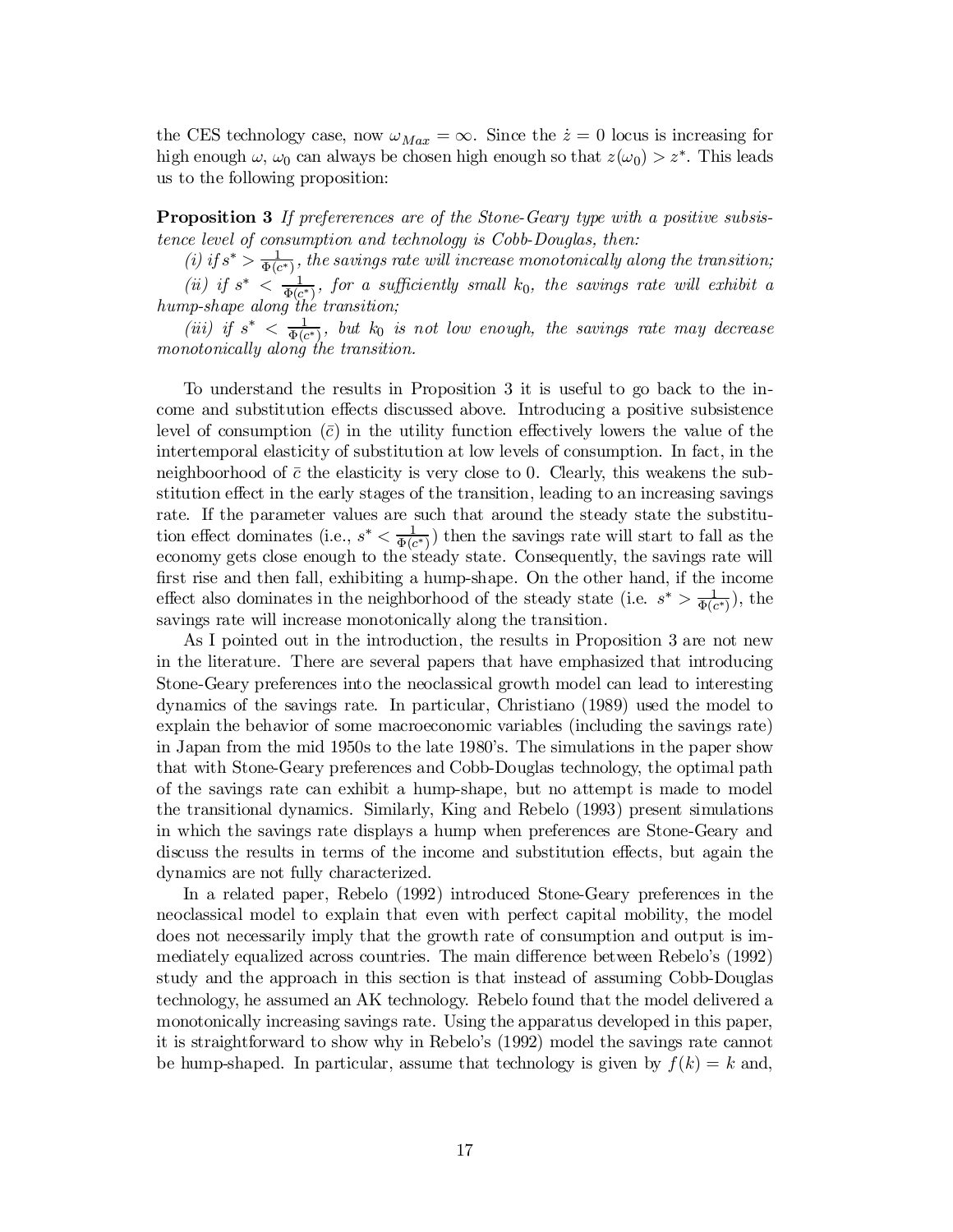the CES technology case, now $\omega_{Max} = \infty$. Since the $\dot{z} = 0$ locus is increasing for high enough $\omega$, $\omega_0$ can always be chosen high enough so that $z(\omega_0) > z^*$. This leads us to the following proposition:

**Proposition 3** *If prefererences are of the Stone-Geary type with a positive subsistence level of consumption and technology is Cobb-Douglas, then:*

*(i) if $s^* > \frac{1}{\Phi(c^*)}$, the savings rate will increase monotonically along the transition;*

*(ii) if $s^* < \frac{1}{\Phi(c^*)}$, for a sufficiently small $k_0$, the savings rate will exhibit a hump-shape along the transition;*

*(iii) if $s^* < \frac{1}{\Phi(c^*)}$, but $k_0$ is not low enough, the savings rate may decrease monotonically along the transition.*

To understand the results in Proposition 3 it is useful to go back to the income and substitution effects discussed above. Introducing a positive subsistence level of consumption ($\bar{c}$) in the utility function effectively lowers the value of the intertemporal elasticity of substitution at low levels of consumption. In fact, in the neighboorhood of $\bar{c}$ the elasticity is very close to 0. Clearly, this weakens the substitution effect in the early stages of the transition, leading to an increasing savings rate. If the parameter values are such that around the steady state the substitution effect dominates (i.e., $s^* < \frac{1}{\Phi(c^*)}$) then the savings rate will start to fall as the economy gets close enough to the steady state. Consequently, the savings rate will first rise and then fall, exhibiting a hump-shape. On the other hand, if the income effect also dominates in the neighborhood of the steady state (i.e. $s^* > \frac{1}{\Phi(c^*)}$), the savings rate will increase monotonically along the transition.

As I pointed out in the introduction, the results in Proposition 3 are not new in the literature. There are several papers that have emphasized that introducing Stone-Geary preferences into the neoclassical growth model can lead to interesting dynamics of the savings rate. In particular, Christiano (1989) used the model to explain the behavior of some macroeconomic variables (including the savings rate) in Japan from the mid 1950s to the late 1980's. The simulations in the paper show that with Stone-Geary preferences and Cobb-Douglas technology, the optimal path of the savings rate can exhibit a hump-shape, but no attempt is made to model the transitional dynamics. Similarly, King and Rebelo (1993) present simulations in which the savings rate displays a hump when preferences are Stone-Geary and discuss the results in terms of the income and substitution effects, but again the dynamics are not fully characterized.

In a related paper, Rebelo (1992) introduced Stone-Geary preferences in the neoclassical model to explain that even with perfect capital mobility, the model does not necessarily imply that the growth rate of consumption and output is immediately equalized across countries. The main difference between Rebelo's (1992) study and the approach in this section is that instead of assuming Cobb-Douglas technology, he assumed an AK technology. Rebelo found that the model delivered a monotonically increasing savings rate. Using the apparatus developed in this paper, it is straightforward to show why in Rebelo's (1992) model the savings rate cannot be hump-shaped. In particular, assume that technology is given by $f(k) = k$ and,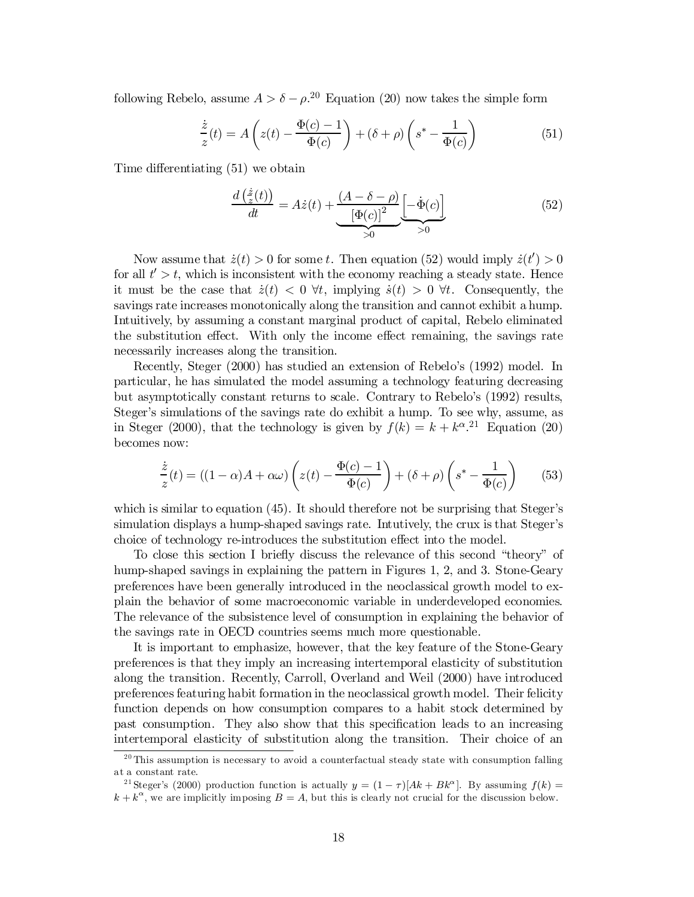following Rebelo, assume $A > \delta - \rho$.[20] Equation (20) now takes the simple form

$$\frac{\dot{z}}{z}(t) = A\left(z(t) - \frac{\Phi(c) - 1}{\Phi(c)}\right) + (\delta + \rho)\left(s^* - \frac{1}{\Phi(c)}\right) \tag{51}$$

Time differentiating (51) we obtain

$$\frac{d\left(\frac{\dot{z}}{z}(t)\right)}{dt} = A\dot{z}(t) + \underbrace{\frac{(A - \delta - \rho)}{[\Phi(c)]^2}}_{>0}\underbrace{\left[-\dot{\Phi}(c)\right]}_{>0} \tag{52}$$

Now assume that $\dot{z}(t) > 0$ for some $t$. Then equation (52) would imply $\dot{z}(t') > 0$ for all $t' > t$, which is inconsistent with the economy reaching a steady state. Hence it must be the case that $\dot{z}(t) < 0 \ \forall t$, implying $\dot{s}(t) > 0 \ \forall t$. Consequently, the savings rate increases monotonically along the transition and cannot exhibit a hump. Intuitively, by assuming a constant marginal product of capital, Rebelo eliminated the substitution effect. With only the income effect remaining, the savings rate necessarily increases along the transition.

Recently, Steger (2000) has studied an extension of Rebelo's (1992) model. In particular, he has simulated the model assuming a technology featuring decreasing but asymptotically constant returns to scale. Contrary to Rebelo's (1992) results, Steger's simulations of the savings rate do exhibit a hump. To see why, assume, as in Steger (2000), that the technology is given by $f(k) = k + k^{\alpha}$.[21] Equation (20) becomes now:

$$\frac{\dot{z}}{z}(t) = ((1-\alpha)A + \alpha\omega)\left(z(t) - \frac{\Phi(c) - 1}{\Phi(c)}\right) + (\delta + \rho)\left(s^* - \frac{1}{\Phi(c)}\right) \tag{53}$$

which is similar to equation (45). It should therefore not be surprising that Steger's simulation displays a hump-shaped savings rate. Intutively, the crux is that Steger's choice of technology re-introduces the substitution effect into the model.

To close this section I briefly discuss the relevance of this second "theory" of hump-shaped savings in explaining the pattern in Figures 1, 2, and 3. Stone-Geary preferences have been generally introduced in the neoclassical growth model to explain the behavior of some macroeconomic variable in underdeveloped economies. The relevance of the subsistence level of consumption in explaining the behavior of the savings rate in OECD countries seems much more questionable.

It is important to emphasize, however, that the key feature of the Stone-Geary preferences is that they imply an increasing intertemporal elasticity of substitution along the transition. Recently, Carroll, Overland and Weil (2000) have introduced preferences featuring habit formation in the neoclassical growth model. Their felicity function depends on how consumption compares to a habit stock determined by past consumption. They also show that this specification leads to an increasing intertemporal elasticity of substitution along the transition. Their choice of an

---

[20] This assumption is necessary to avoid a counterfactual steady state with consumption falling at a constant rate.

[21] Steger's (2000) production function is actually $y = (1-\tau)[Ak + Bk^{\alpha}]$. By assuming $f(k) = k + k^{\alpha}$, we are implicitly imposing $B = A$, but this is clearly not crucial for the discussion below.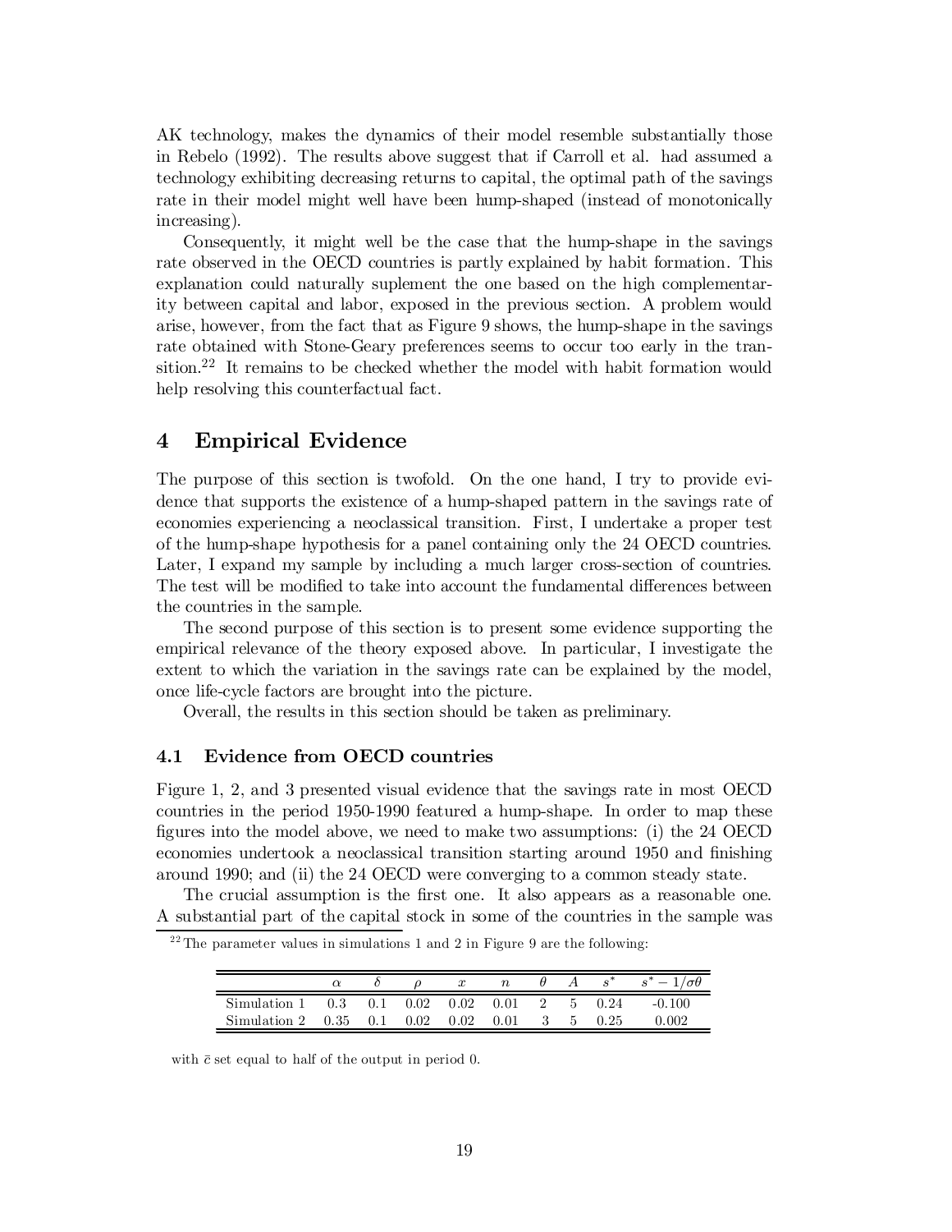AK technology, makes the dynamics of their model resemble substantially those in Rebelo (1992). The results above suggest that if Carroll et al. had assumed a technology exhibiting decreasing returns to capital, the optimal path of the savings rate in their model might well have been hump-shaped (instead of monotonically increasing).

Consequently, it might well be the case that the hump-shape in the savings rate observed in the OECD countries is partly explained by habit formation. This explanation could naturally suplement the one based on the high complementarity between capital and labor, exposed in the previous section. A problem would arise, however, from the fact that as Figure 9 shows, the hump-shape in the savings rate obtained with Stone-Geary preferences seems to occur too early in the transition.[22] It remains to be checked whether the model with habit formation would help resolving this counterfactual fact.

# 4 Empirical Evidence

The purpose of this section is twofold. On the one hand, I try to provide evidence that supports the existence of a hump-shaped pattern in the savings rate of economies experiencing a neoclassical transition. First, I undertake a proper test of the hump-shape hypothesis for a panel containing only the 24 OECD countries. Later, I expand my sample by including a much larger cross-section of countries. The test will be modified to take into account the fundamental differences between the countries in the sample.

The second purpose of this section is to present some evidence supporting the empirical relevance of the theory exposed above. In particular, I investigate the extent to which the variation in the savings rate can be explained by the model, once life-cycle factors are brought into the picture.

Overall, the results in this section should be taken as preliminary.

## 4.1 Evidence from OECD countries

Figure 1, 2, and 3 presented visual evidence that the savings rate in most OECD countries in the period 1950-1990 featured a hump-shape. In order to map these figures into the model above, we need to make two assumptions: (i) the 24 OECD economies undertook a neoclassical transition starting around 1950 and finishing around 1990; and (ii) the 24 OECD were converging to a common steady state.

The crucial assumption is the first one. It also appears as a reasonable one. A substantial part of the capital stock in some of the countries in the sample was

[22] The parameter values in simulations 1 and 2 in Figure 9 are the following:

| | $\alpha$ | $\delta$ | $\rho$ | $x$ | $n$ | $\theta$ | $A$ | $s^*$ | $s^* - 1/\sigma\theta$ |
|---|---|---|---|---|---|---|---|---|---|
| Simulation 1 | 0.3 | 0.1 | 0.02 | 0.02 | 0.01 | 2 | 5 | 0.24 | -0.100 |
| Simulation 2 | 0.35 | 0.1 | 0.02 | 0.02 | 0.01 | 3 | 5 | 0.25 | 0.002 |

with $\bar{c}$ set equal to half of the output in period 0.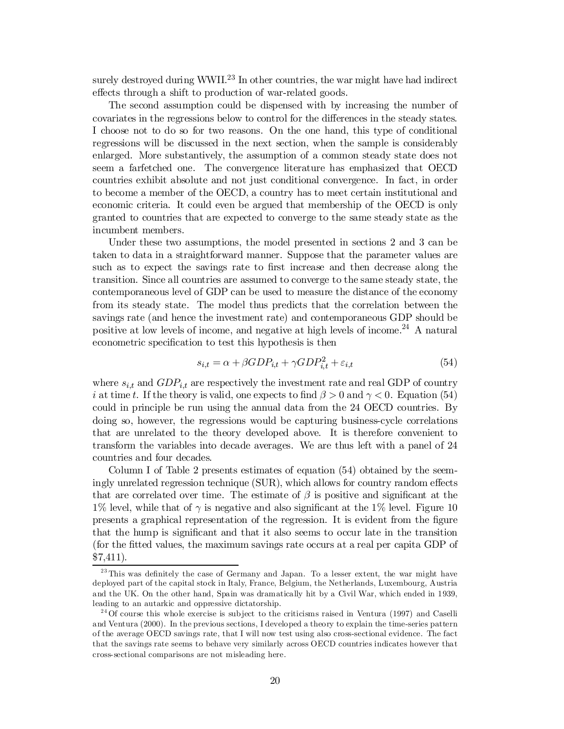surely destroyed during WWII.[23] In other countries, the war might have had indirect effects through a shift to production of war-related goods.

The second assumption could be dispensed with by increasing the number of covariates in the regressions below to control for the differences in the steady states. I choose not to do so for two reasons. On the one hand, this type of conditional regressions will be discussed in the next section, when the sample is considerably enlarged. More substantively, the assumption of a common steady state does not seem a farfetched one. The convergence literature has emphasized that OECD countries exhibit absolute and not just conditional convergence. In fact, in order to become a member of the OECD, a country has to meet certain institutional and economic criteria. It could even be argued that membership of the OECD is only granted to countries that are expected to converge to the same steady state as the incumbent members.

Under these two assumptions, the model presented in sections 2 and 3 can be taken to data in a straightforward manner. Suppose that the parameter values are such as to expect the savings rate to first increase and then decrease along the transition. Since all countries are assumed to converge to the same steady state, the contemporaneous level of GDP can be used to measure the distance of the economy from its steady state. The model thus predicts that the correlation between the savings rate (and hence the investment rate) and contemporaneous GDP should be positive at low levels of income, and negative at high levels of income.[24] A natural econometric specification to test this hypothesis is then

$$s_{i,t} = \alpha + \beta GDP_{i,t} + \gamma GDP_{i,t}^2 + \varepsilon_{i,t} \tag{54}$$

where $s_{i,t}$ and $GDP_{i,t}$ are respectively the investment rate and real GDP of country $i$ at time $t$. If the theory is valid, one expects to find $\beta > 0$ and $\gamma < 0$. Equation (54) could in principle be run using the annual data from the 24 OECD countries. By doing so, however, the regressions would be capturing business-cycle correlations that are unrelated to the theory developed above. It is therefore convenient to transform the variables into decade averages. We are thus left with a panel of 24 countries and four decades.

Column I of Table 2 presents estimates of equation (54) obtained by the seemingly unrelated regression technique (SUR), which allows for country random effects that are correlated over time. The estimate of $\beta$ is positive and significant at the 1% level, while that of $\gamma$ is negative and also significant at the 1% level. Figure 10 presents a graphical representation of the regression. It is evident from the figure that the hump is significant and that it also seems to occur late in the transition (for the fitted values, the maximum savings rate occurs at a real per capita GDP of \$7,411).

---

[23] This was definitely the case of Germany and Japan. To a lesser extent, the war might have deployed part of the capital stock in Italy, France, Belgium, the Netherlands, Luxembourg, Austria and the UK. On the other hand, Spain was dramatically hit by a Civil War, which ended in 1939, leading to an autarkic and oppressive dictatorship.

[24] Of course this whole exercise is subject to the criticisms raised in Ventura (1997) and Caselli and Ventura (2000). In the previous sections, I developed a theory to explain the time-series pattern of the average OECD savings rate, that I will now test using also cross-sectional evidence. The fact that the savings rate seems to behave very similarly across OECD countries indicates however that cross-sectional comparisons are not misleading here.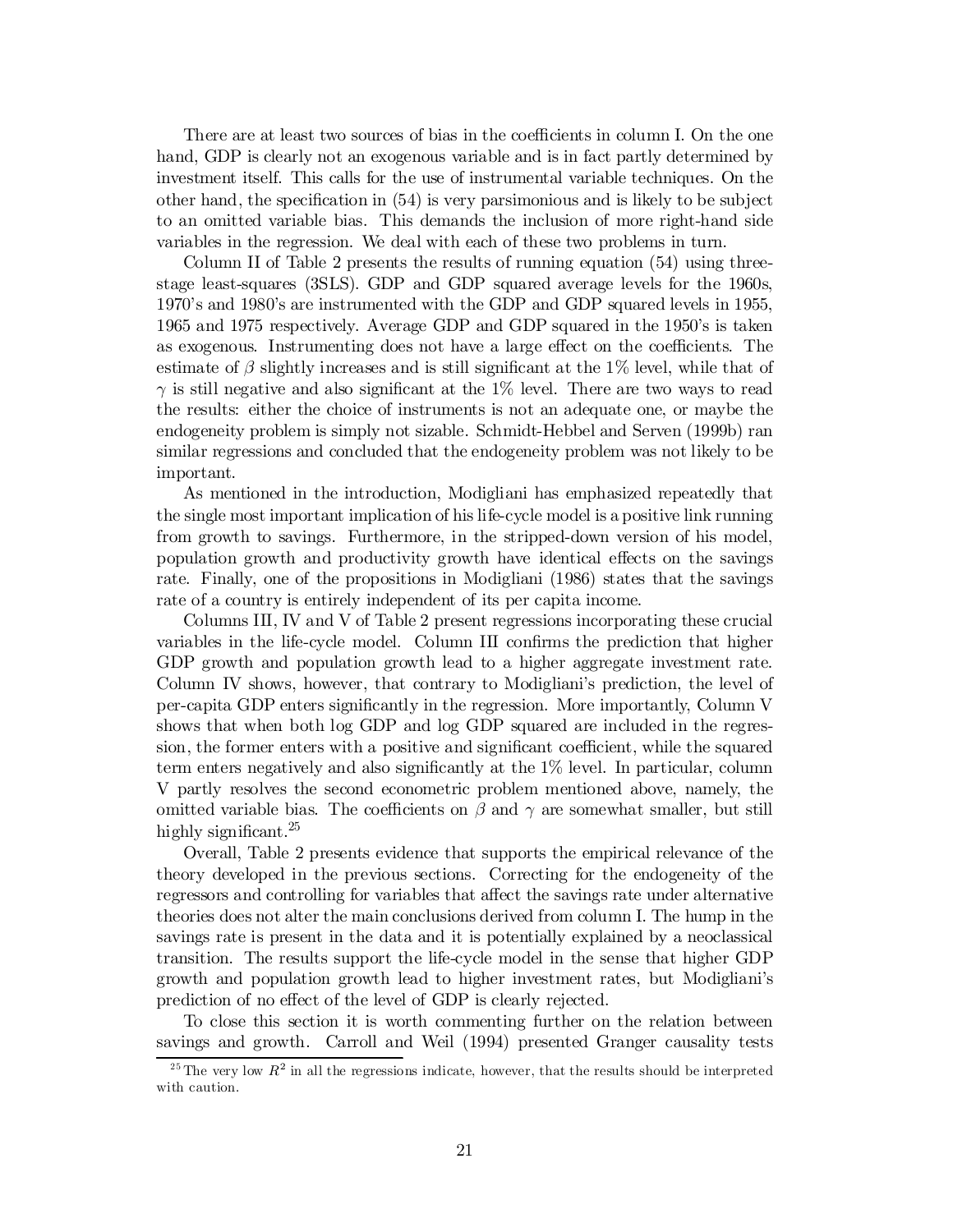There are at least two sources of bias in the coefficients in column I. On the one hand, GDP is clearly not an exogenous variable and is in fact partly determined by investment itself. This calls for the use of instrumental variable techniques. On the other hand, the specification in (54) is very parsimonious and is likely to be subject to an omitted variable bias. This demands the inclusion of more right-hand side variables in the regression. We deal with each of these two problems in turn.

Column II of Table 2 presents the results of running equation (54) using three-stage least-squares (3SLS). GDP and GDP squared average levels for the 1960s, 1970's and 1980's are instrumented with the GDP and GDP squared levels in 1955, 1965 and 1975 respectively. Average GDP and GDP squared in the 1950's is taken as exogenous. Instrumenting does not have a large effect on the coefficients. The estimate of $\beta$ slightly increases and is still significant at the 1% level, while that of $\gamma$ is still negative and also significant at the 1% level. There are two ways to read the results: either the choice of instruments is not an adequate one, or maybe the endogeneity problem is simply not sizable. Schmidt-Hebbel and Serven (1999b) ran similar regressions and concluded that the endogeneity problem was not likely to be important.

As mentioned in the introduction, Modigliani has emphasized repeatedly that the single most important implication of his life-cycle model is a positive link running from growth to savings. Furthermore, in the stripped-down version of his model, population growth and productivity growth have identical effects on the savings rate. Finally, one of the propositions in Modigliani (1986) states that the savings rate of a country is entirely independent of its per capita income.

Columns III, IV and V of Table 2 present regressions incorporating these crucial variables in the life-cycle model. Column III confirms the prediction that higher GDP growth and population growth lead to a higher aggregate investment rate. Column IV shows, however, that contrary to Modigliani's prediction, the level of per-capita GDP enters significantly in the regression. More importantly, Column V shows that when both log GDP and log GDP squared are included in the regression, the former enters with a positive and significant coefficient, while the squared term enters negatively and also significantly at the 1% level. In particular, column V partly resolves the second econometric problem mentioned above, namely, the omitted variable bias. The coefficients on $\beta$ and $\gamma$ are somewhat smaller, but still highly significant.[25]

Overall, Table 2 presents evidence that supports the empirical relevance of the theory developed in the previous sections. Correcting for the endogeneity of the regressors and controlling for variables that affect the savings rate under alternative theories does not alter the main conclusions derived from column I. The hump in the savings rate is present in the data and it is potentially explained by a neoclassical transition. The results support the life-cycle model in the sense that higher GDP growth and population growth lead to higher investment rates, but Modigliani's prediction of no effect of the level of GDP is clearly rejected.

To close this section it is worth commenting further on the relation between savings and growth. Carroll and Weil (1994) presented Granger causality tests

[25] The very low $R^2$ in all the regressions indicate, however, that the results should be interpreted with caution.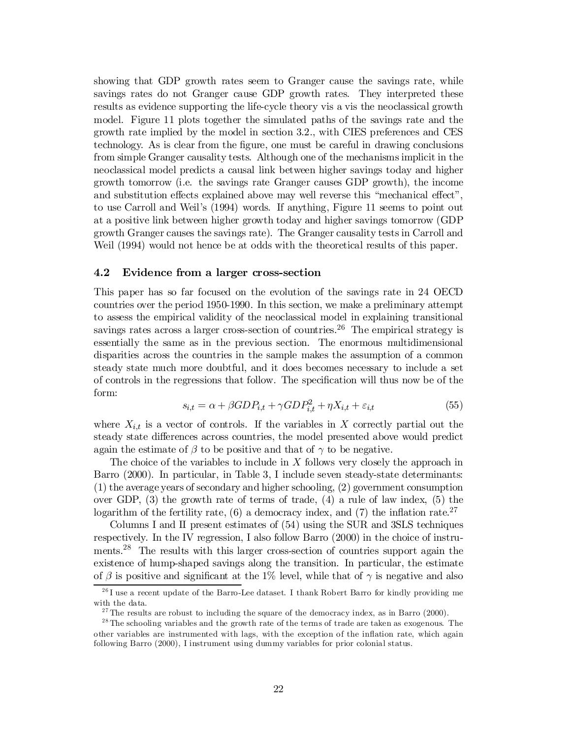showing that GDP growth rates seem to Granger cause the savings rate, while savings rates do not Granger cause GDP growth rates. They interpreted these results as evidence supporting the life-cycle theory vis a vis the neoclassical growth model. Figure 11 plots together the simulated paths of the savings rate and the growth rate implied by the model in section 3.2., with CIES preferences and CES technology. As is clear from the figure, one must be careful in drawing conclusions from simple Granger causality tests. Although one of the mechanisms implicit in the neoclassical model predicts a causal link between higher savings today and higher growth tomorrow (i.e. the savings rate Granger causes GDP growth), the income and substitution effects explained above may well reverse this "mechanical effect", to use Carroll and Weil's (1994) words. If anything, Figure 11 seems to point out at a positive link between higher growth today and higher savings tomorrow (GDP growth Granger causes the savings rate). The Granger causality tests in Carroll and Weil (1994) would not hence be at odds with the theoretical results of this paper.

### 4.2 Evidence from a larger cross-section

This paper has so far focused on the evolution of the savings rate in 24 OECD countries over the period 1950-1990. In this section, we make a preliminary attempt to assess the empirical validity of the neoclassical model in explaining transitional savings rates across a larger cross-section of countries.[26] The empirical strategy is essentially the same as in the previous section. The enormous multidimensional disparities across the countries in the sample makes the assumption of a common steady state much more doubtful, and it does becomes necessary to include a set of controls in the regressions that follow. The specification will thus now be of the form:

$$s_{i,t} = \alpha + \beta GDP_{i,t} + \gamma GDP_{i,t}^2 + \eta X_{i,t} + \varepsilon_{i,t} \tag{55}$$

where $X_{i,t}$ is a vector of controls. If the variables in $X$ correctly partial out the steady state differences across countries, the model presented above would predict again the estimate of $\beta$ to be positive and that of $\gamma$ to be negative.

The choice of the variables to include in $X$ follows very closely the approach in Barro (2000). In particular, in Table 3, I include seven steady-state determinants: (1) the average years of secondary and higher schooling, (2) government consumption over GDP, (3) the growth rate of terms of trade, (4) a rule of law index, (5) the logarithm of the fertility rate, (6) a democracy index, and (7) the inflation rate.[27]

Columns I and II present estimates of (54) using the SUR and 3SLS techniques respectively. In the IV regression, I also follow Barro (2000) in the choice of instruments.[28] The results with this larger cross-section of countries support again the existence of hump-shaped savings along the transition. In particular, the estimate of $\beta$ is positive and significant at the 1% level, while that of $\gamma$ is negative and also

[26] I use a recent update of the Barro-Lee dataset. I thank Robert Barro for kindly providing me with the data.

[27] The results are robust to including the square of the democracy index, as in Barro (2000).

[28] The schooling variables and the growth rate of the terms of trade are taken as exogenous. The other variables are instrumented with lags, with the exception of the inflation rate, which again following Barro (2000), I instrument using dummy variables for prior colonial status.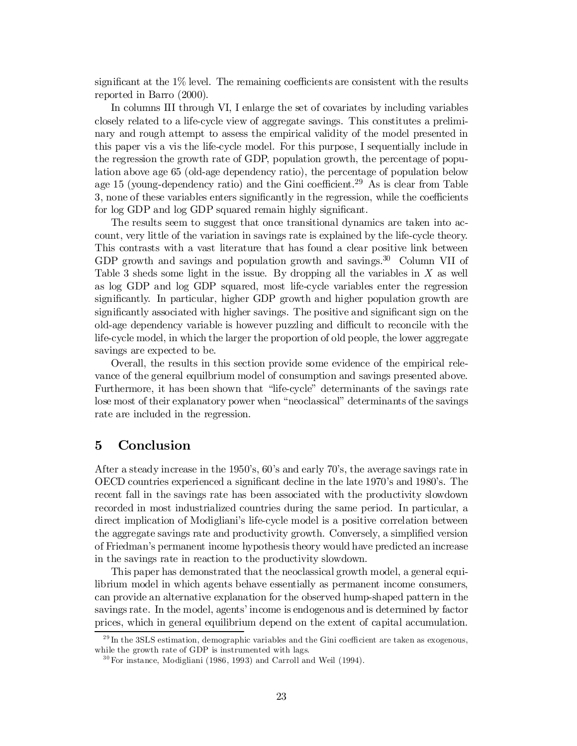significant at the 1% level. The remaining coefficients are consistent with the results reported in Barro (2000).

In columns III through VI, I enlarge the set of covariates by including variables closely related to a life-cycle view of aggregate savings. This constitutes a preliminary and rough attempt to assess the empirical validity of the model presented in this paper vis a vis the life-cycle model. For this purpose, I sequentially include in the regression the growth rate of GDP, population growth, the percentage of population above age 65 (old-age dependency ratio), the percentage of population below age 15 (young-dependency ratio) and the Gini coefficient.[29] As is clear from Table 3, none of these variables enters significantly in the regression, while the coefficients for log GDP and log GDP squared remain highly significant.

The results seem to suggest that once transitional dynamics are taken into account, very little of the variation in savings rate is explained by the life-cycle theory. This contrasts with a vast literature that has found a clear positive link between GDP growth and savings and population growth and savings.[30] Column VII of Table 3 sheds some light in the issue. By dropping all the variables in $X$ as well as log GDP and log GDP squared, most life-cycle variables enter the regression significantly. In particular, higher GDP growth and higher population growth are significantly associated with higher savings. The positive and significant sign on the old-age dependency variable is however puzzling and difficult to reconcile with the life-cycle model, in which the larger the proportion of old people, the lower aggregate savings are expected to be.

Overall, the results in this section provide some evidence of the empirical relevance of the general equilibrium model of consumption and savings presented above. Furthermore, it has been shown that "life-cycle" determinants of the savings rate lose most of their explanatory power when "neoclassical" determinants of the savings rate are included in the regression.

# 5 Conclusion

After a steady increase in the 1950's, 60's and early 70's, the average savings rate in OECD countries experienced a significant decline in the late 1970's and 1980's. The recent fall in the savings rate has been associated with the productivity slowdown recorded in most industrialized countries during the same period. In particular, a direct implication of Modigliani's life-cycle model is a positive correlation between the aggregate savings rate and productivity growth. Conversely, a simplified version of Friedman's permanent income hypothesis theory would have predicted an increase in the savings rate in reaction to the productivity slowdown.

This paper has demonstrated that the neoclassical growth model, a general equilibrium model in which agents behave essentially as permanent income consumers, can provide an alternative explanation for the observed hump-shaped pattern in the savings rate. In the model, agents' income is endogenous and is determined by factor prices, which in general equilibrium depend on the extent of capital accumulation.

[29] In the 3SLS estimation, demographic variables and the Gini coefficient are taken as exogenous, while the growth rate of GDP is instrumented with lags.

[30] For instance, Modigliani (1986, 1993) and Carroll and Weil (1994).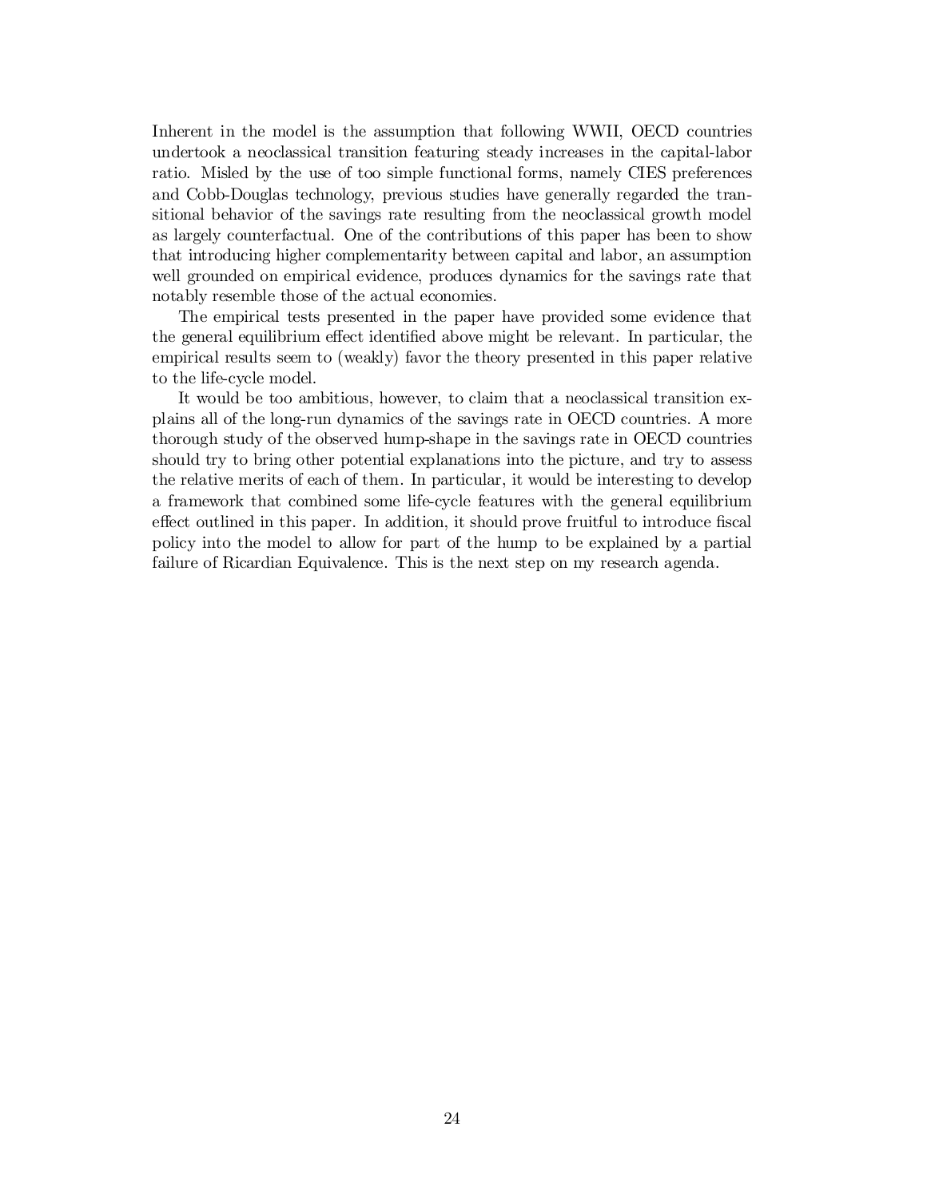Inherent in the model is the assumption that following WWII, OECD countries undertook a neoclassical transition featuring steady increases in the capital-labor ratio. Misled by the use of too simple functional forms, namely CIES preferences and Cobb-Douglas technology, previous studies have generally regarded the transitional behavior of the savings rate resulting from the neoclassical growth model as largely counterfactual. One of the contributions of this paper has been to show that introducing higher complementarity between capital and labor, an assumption well grounded on empirical evidence, produces dynamics for the savings rate that notably resemble those of the actual economies.

The empirical tests presented in the paper have provided some evidence that the general equilibrium effect identified above might be relevant. In particular, the empirical results seem to (weakly) favor the theory presented in this paper relative to the life-cycle model.

It would be too ambitious, however, to claim that a neoclassical transition explains all of the long-run dynamics of the savings rate in OECD countries. A more thorough study of the observed hump-shape in the savings rate in OECD countries should try to bring other potential explanations into the picture, and try to assess the relative merits of each of them. In particular, it would be interesting to develop a framework that combined some life-cycle features with the general equilibrium effect outlined in this paper. In addition, it should prove fruitful to introduce fiscal policy into the model to allow for part of the hump to be explained by a partial failure of Ricardian Equivalence. This is the next step on my research agenda.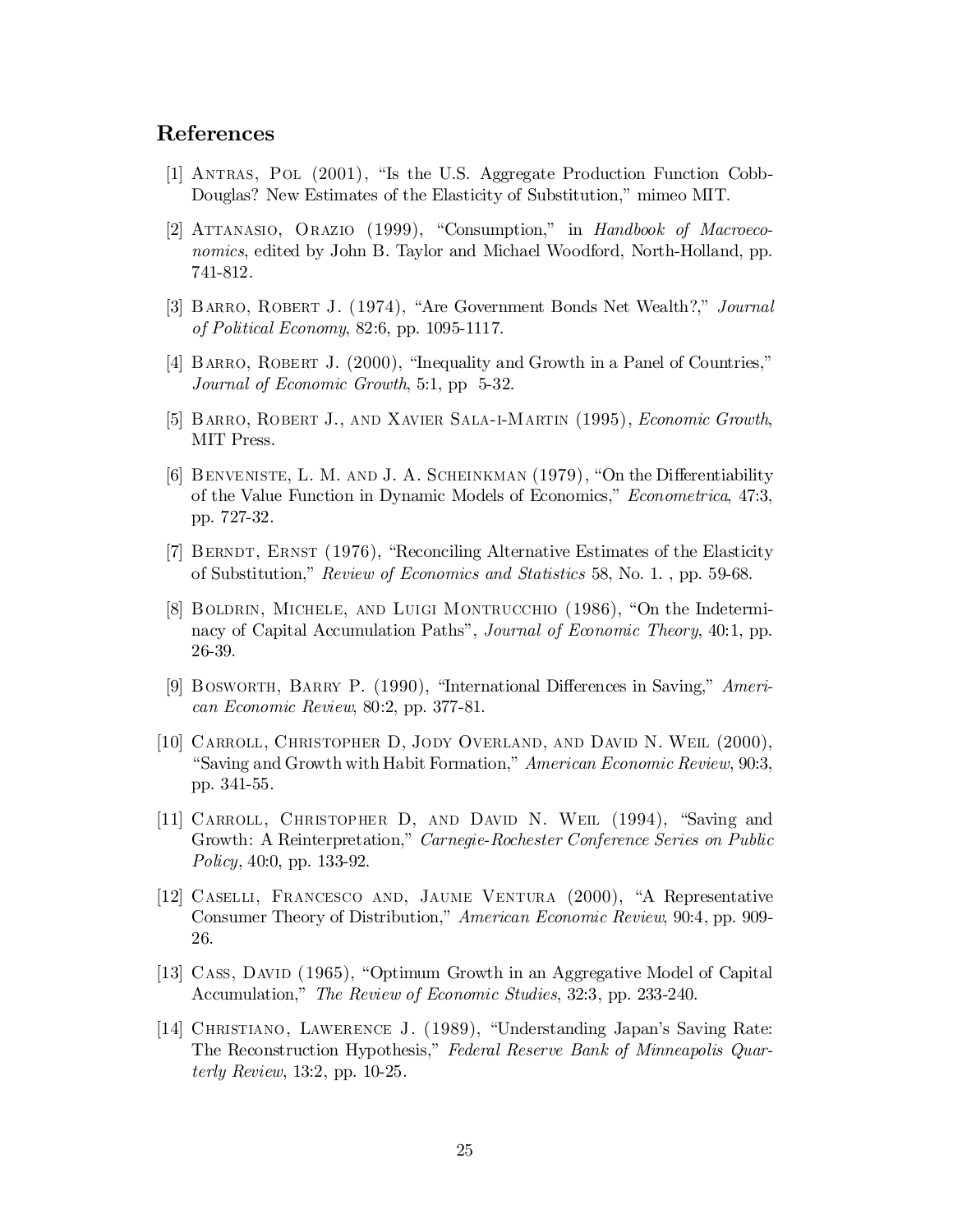## References

[1] Antras, Pol (2001), "Is the U.S. Aggregate Production Function Cobb-Douglas? New Estimates of the Elasticity of Substitution," mimeo MIT.

[2] Attanasio, Orazio (1999), "Consumption," in *Handbook of Macroeconomics*, edited by John B. Taylor and Michael Woodford, North-Holland, pp. 741-812.

[3] Barro, Robert J. (1974), "Are Government Bonds Net Wealth?," *Journal of Political Economy*, 82:6, pp. 1095-1117.

[4] Barro, Robert J. (2000), "Inequality and Growth in a Panel of Countries," *Journal of Economic Growth*, 5:1, pp 5-32.

[5] Barro, Robert J., and Xavier Sala-i-Martin (1995), *Economic Growth*, MIT Press.

[6] Benveniste, L. M. and J. A. Scheinkman (1979), "On the Differentiability of the Value Function in Dynamic Models of Economics," *Econometrica*, 47:3, pp. 727-32.

[7] Berndt, Ernst (1976), "Reconciling Alternative Estimates of the Elasticity of Substitution," *Review of Economics and Statistics* 58, No. 1. , pp. 59-68.

[8] Boldrin, Michele, and Luigi Montrucchio (1986), "On the Indeterminacy of Capital Accumulation Paths", *Journal of Economic Theory*, 40:1, pp. 26-39.

[9] Bosworth, Barry P. (1990), "International Differences in Saving," *American Economic Review*, 80:2, pp. 377-81.

[10] Carroll, Christopher D, Jody Overland, and David N. Weil (2000), "Saving and Growth with Habit Formation," *American Economic Review*, 90:3, pp. 341-55.

[11] Carroll, Christopher D, and David N. Weil (1994), "Saving and Growth: A Reinterpretation," *Carnegie-Rochester Conference Series on Public Policy*, 40:0, pp. 133-92.

[12] Caselli, Francesco and, Jaume Ventura (2000), "A Representative Consumer Theory of Distribution," *American Economic Review*, 90:4, pp. 909-26.

[13] Cass, David (1965), "Optimum Growth in an Aggregative Model of Capital Accumulation," *The Review of Economic Studies*, 32:3, pp. 233-240.

[14] Christiano, Lawerence J. (1989), "Understanding Japan's Saving Rate: The Reconstruction Hypothesis," *Federal Reserve Bank of Minneapolis Quarterly Review*, 13:2, pp. 10-25.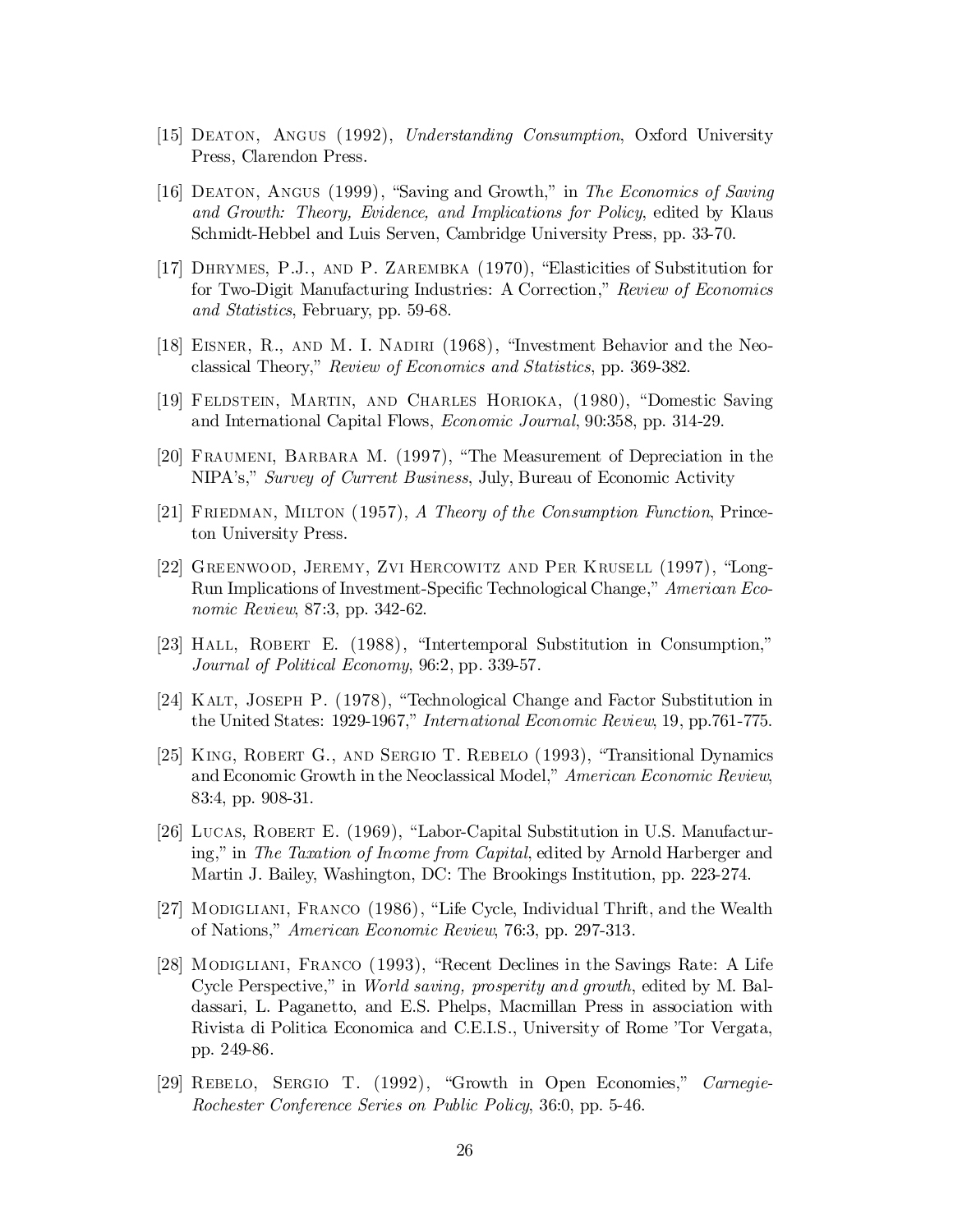[15] Deaton, Angus (1992), *Understanding Consumption*, Oxford University Press, Clarendon Press.

[16] Deaton, Angus (1999), "Saving and Growth," in *The Economics of Saving and Growth: Theory, Evidence, and Implications for Policy*, edited by Klaus Schmidt-Hebbel and Luis Serven, Cambridge University Press, pp. 33-70.

[17] Dhrymes, P.J., and P. Zarembka (1970), "Elasticities of Substitution for for Two-Digit Manufacturing Industries: A Correction," *Review of Economics and Statistics*, February, pp. 59-68.

[18] Eisner, R., and M. I. Nadiri (1968), "Investment Behavior and the Neoclassical Theory," *Review of Economics and Statistics*, pp. 369-382.

[19] Feldstein, Martin, and Charles Horioka, (1980), "Domestic Saving and International Capital Flows, *Economic Journal*, 90:358, pp. 314-29.

[20] Fraumeni, Barbara M. (1997), "The Measurement of Depreciation in the NIPA's," *Survey of Current Business*, July, Bureau of Economic Activity

[21] Friedman, Milton (1957), *A Theory of the Consumption Function*, Princeton University Press.

[22] Greenwood, Jeremy, Zvi Hercowitz and Per Krusell (1997), "Long-Run Implications of Investment-Specific Technological Change," *American Economic Review*, 87:3, pp. 342-62.

[23] Hall, Robert E. (1988), "Intertemporal Substitution in Consumption," *Journal of Political Economy*, 96:2, pp. 339-57.

[24] Kalt, Joseph P. (1978), "Technological Change and Factor Substitution in the United States: 1929-1967," *International Economic Review*, 19, pp.761-775.

[25] King, Robert G., and Sergio T. Rebelo (1993), "Transitional Dynamics and Economic Growth in the Neoclassical Model," *American Economic Review*, 83:4, pp. 908-31.

[26] Lucas, Robert E. (1969), "Labor-Capital Substitution in U.S. Manufacturing," in *The Taxation of Income from Capital*, edited by Arnold Harberger and Martin J. Bailey, Washington, DC: The Brookings Institution, pp. 223-274.

[27] Modigliani, Franco (1986), "Life Cycle, Individual Thrift, and the Wealth of Nations," *American Economic Review*, 76:3, pp. 297-313.

[28] Modigliani, Franco (1993), "Recent Declines in the Savings Rate: A Life Cycle Perspective," in *World saving, prosperity and growth*, edited by M. Baldassari, L. Paganetto, and E.S. Phelps, Macmillan Press in association with Rivista di Politica Economica and C.E.I.S., University of Rome 'Tor Vergata, pp. 249-86.

[29] Rebelo, Sergio T. (1992), "Growth in Open Economies," *Carnegie-Rochester Conference Series on Public Policy*, 36:0, pp. 5-46.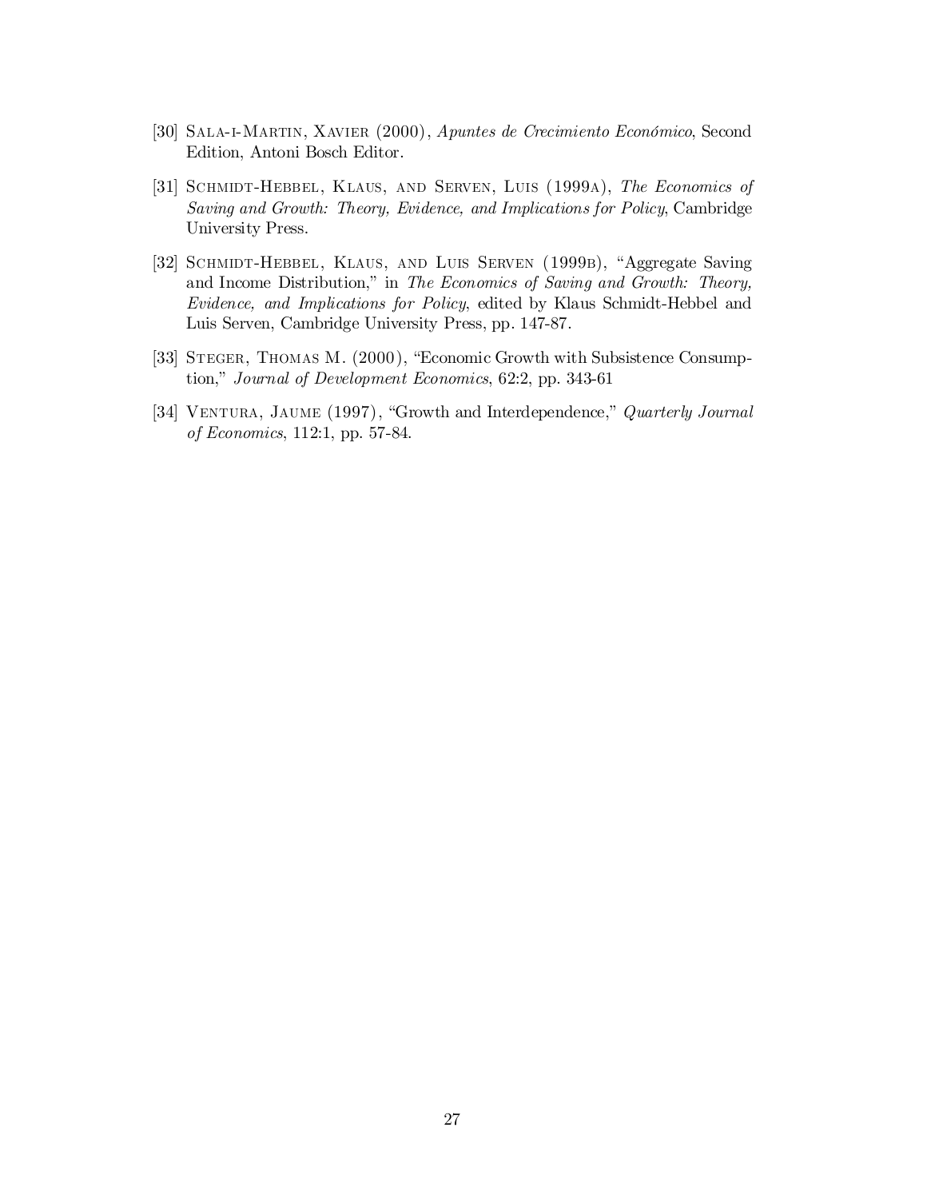[30] Sala-i-Martin, Xavier (2000), *Apuntes de Crecimiento Económico*, Second Edition, Antoni Bosch Editor.

[31] Schmidt-Hebbel, Klaus, and Serven, Luis (1999a), *The Economics of Saving and Growth: Theory, Evidence, and Implications for Policy*, Cambridge University Press.

[32] Schmidt-Hebbel, Klaus, and Luis Serven (1999b), "Aggregate Saving and Income Distribution," in *The Economics of Saving and Growth: Theory, Evidence, and Implications for Policy*, edited by Klaus Schmidt-Hebbel and Luis Serven, Cambridge University Press, pp. 147-87.

[33] Steger, Thomas M. (2000), "Economic Growth with Subsistence Consumption," *Journal of Development Economics*, 62:2, pp. 343-61

[34] Ventura, Jaume (1997), "Growth and Interdependence," *Quarterly Journal of Economics*, 112:1, pp. 57-84.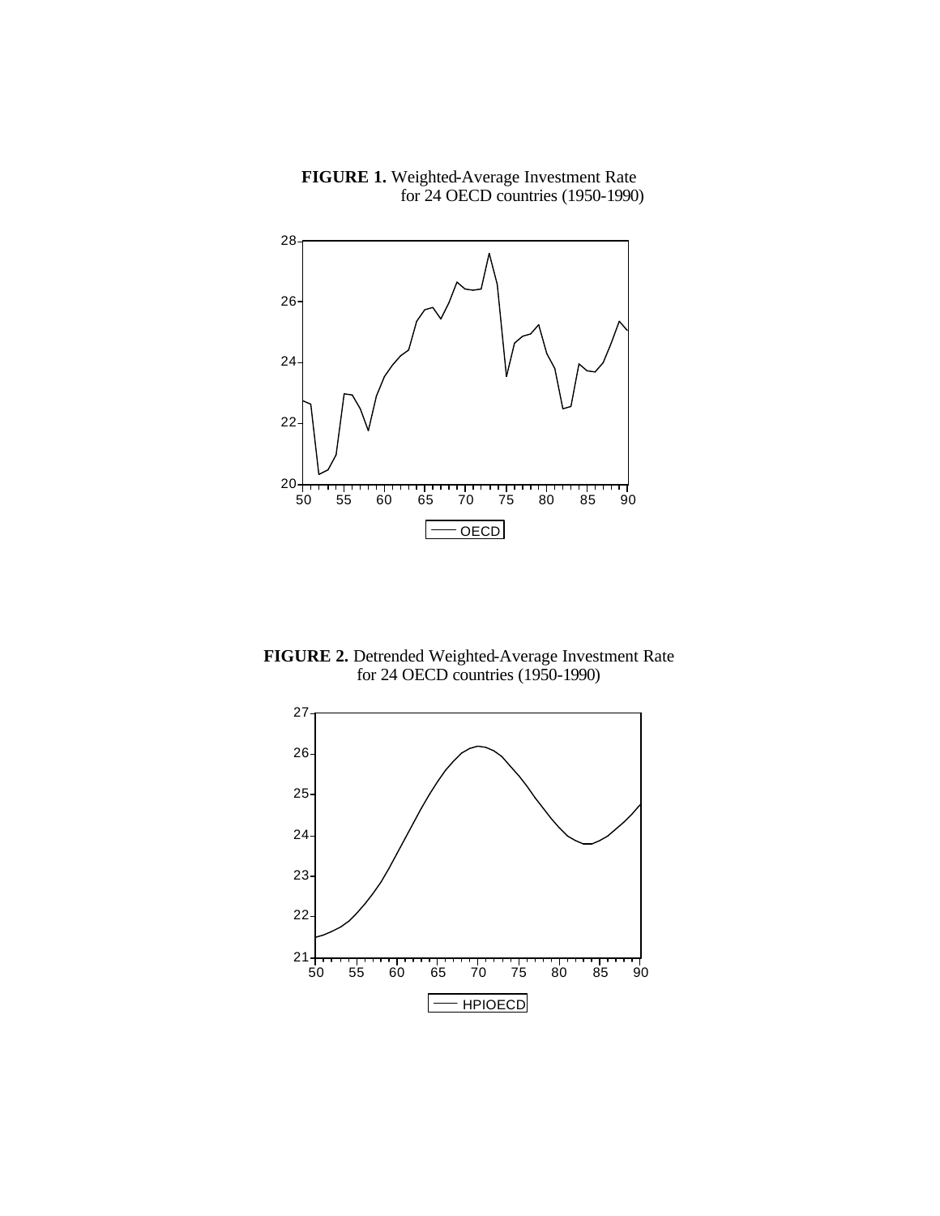**FIGURE 1.** Weighted-Average Investment Rate for 24 OECD countries (1950-1990)

**FIGURE 2.** Detrended Weighted-Average Investment Rate for 24 OECD countries (1950-1990)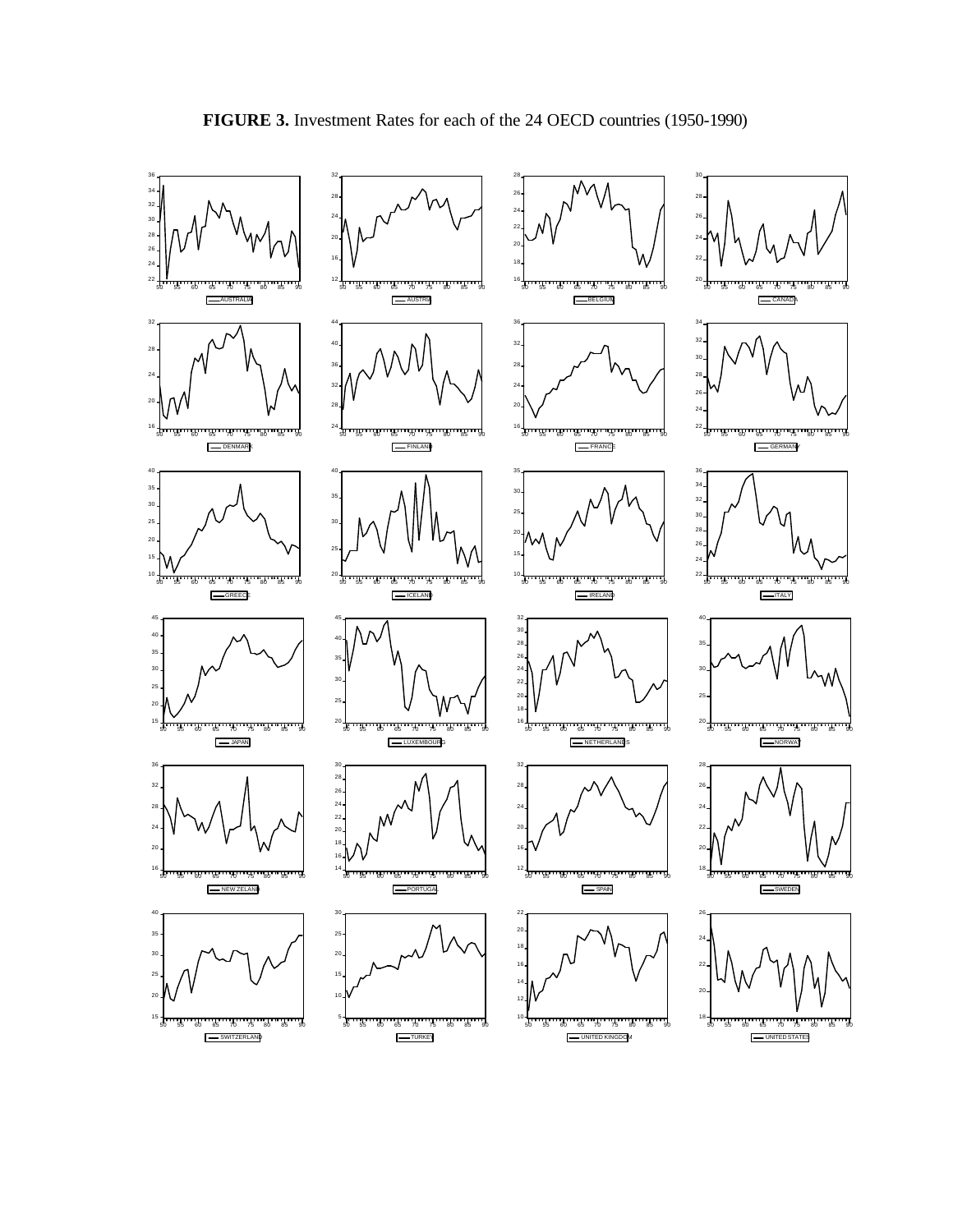**FIGURE 3.** Investment Rates for each of the 24 OECD countries (1950-1990)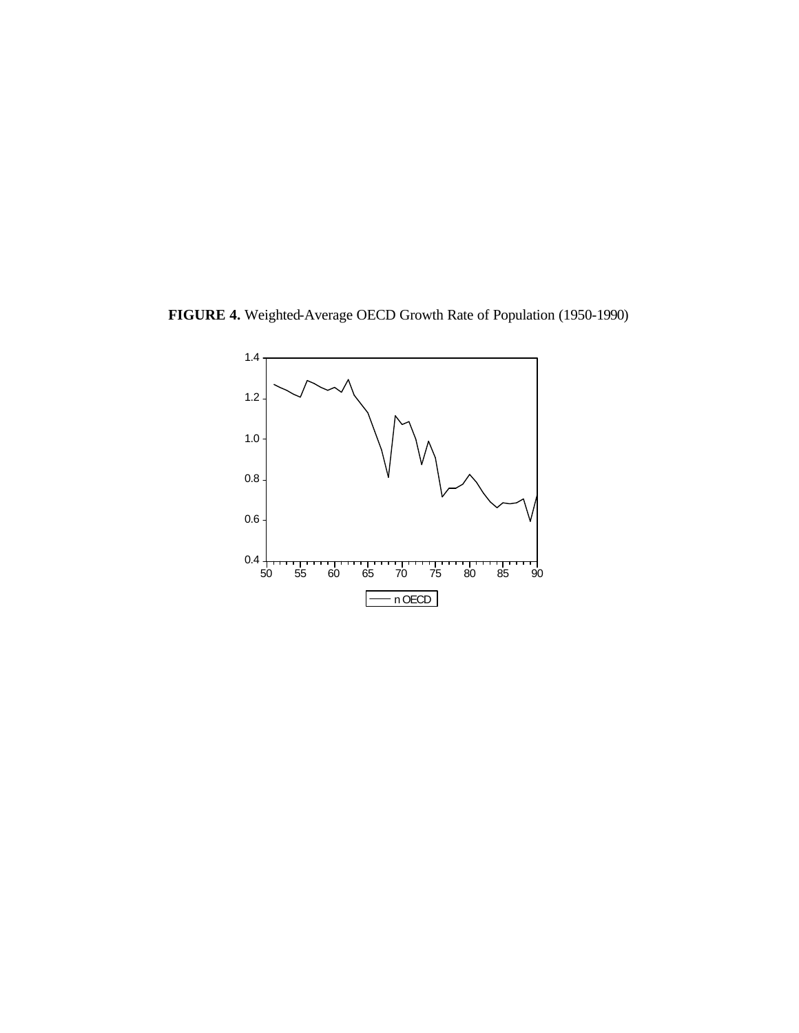**FIGURE 4.** Weighted-Average OECD Growth Rate of Population (1950-1990)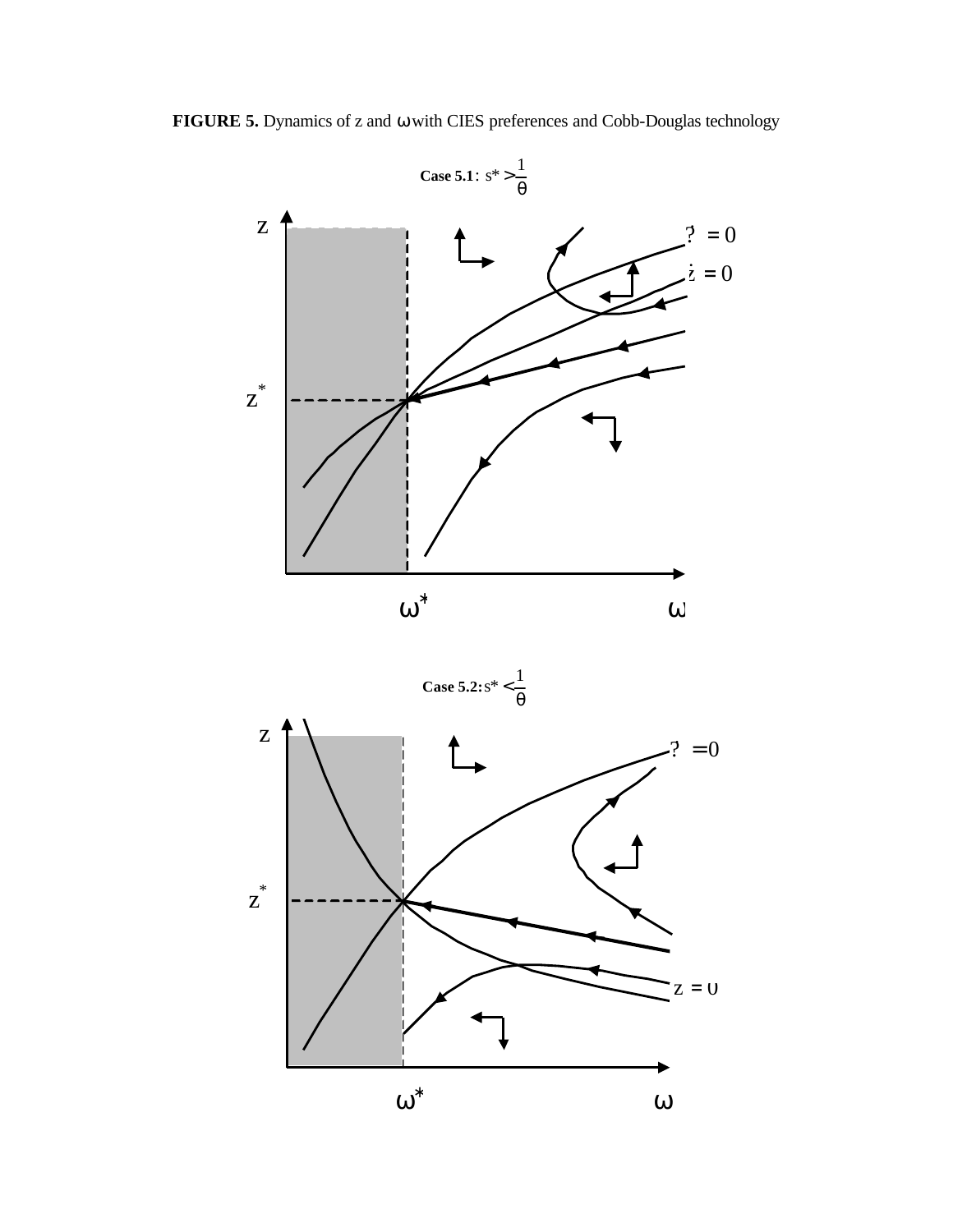**FIGURE 5.** Dynamics of z and $\omega$ with CIES preferences and Cobb-Douglas technology

**Case 5.1**: $s^* > \frac{1}{\theta}$

$\dot{\omega} = 0$

$\dot{z} = 0$

$z^*$

$\omega^*$

$\omega$

**Case 5.2:** $s^* < \frac{1}{\theta}$

$\dot{\omega} = 0$

$\dot{z} = 0$

$z^*$

$\omega^*$

$\omega$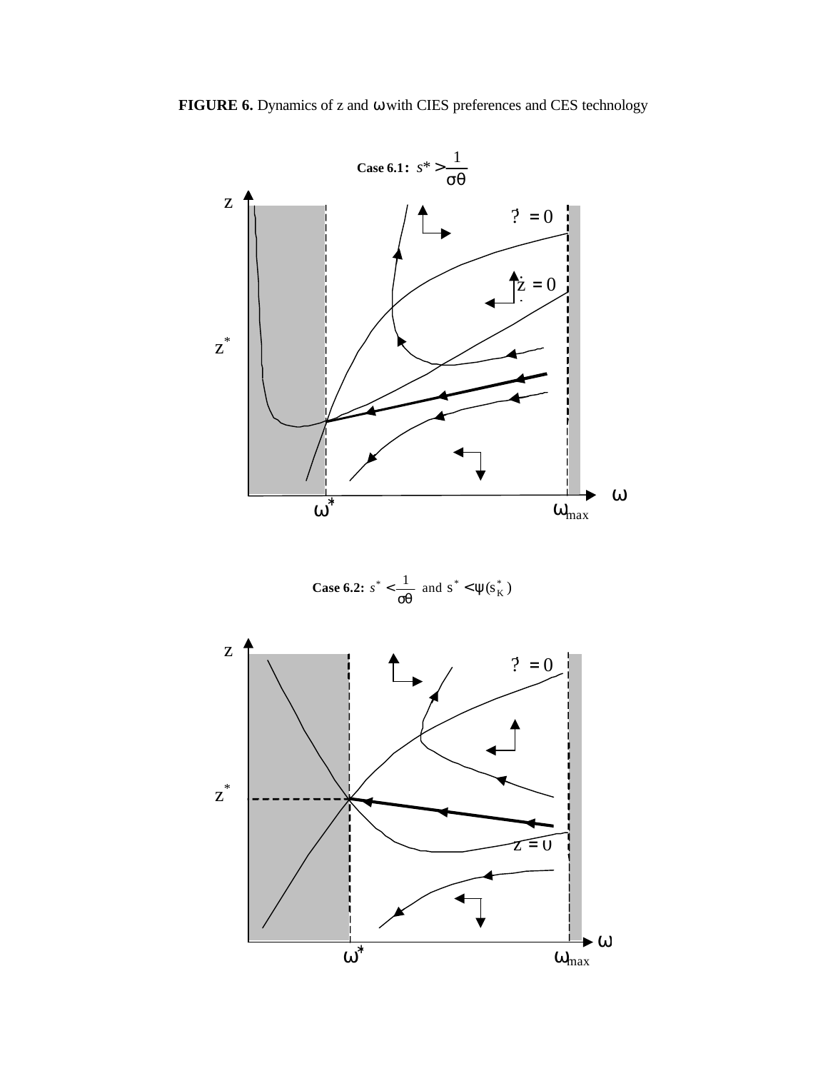**FIGURE 6.** Dynamics of z and ω with CIES preferences and CES technology

**Case 6.1:** $s^* > \frac{1}{\sigma\theta}$

**Case 6.2:** $s^* < \frac{1}{\sigma\theta}$ and $s^* < \psi(s_K^*)$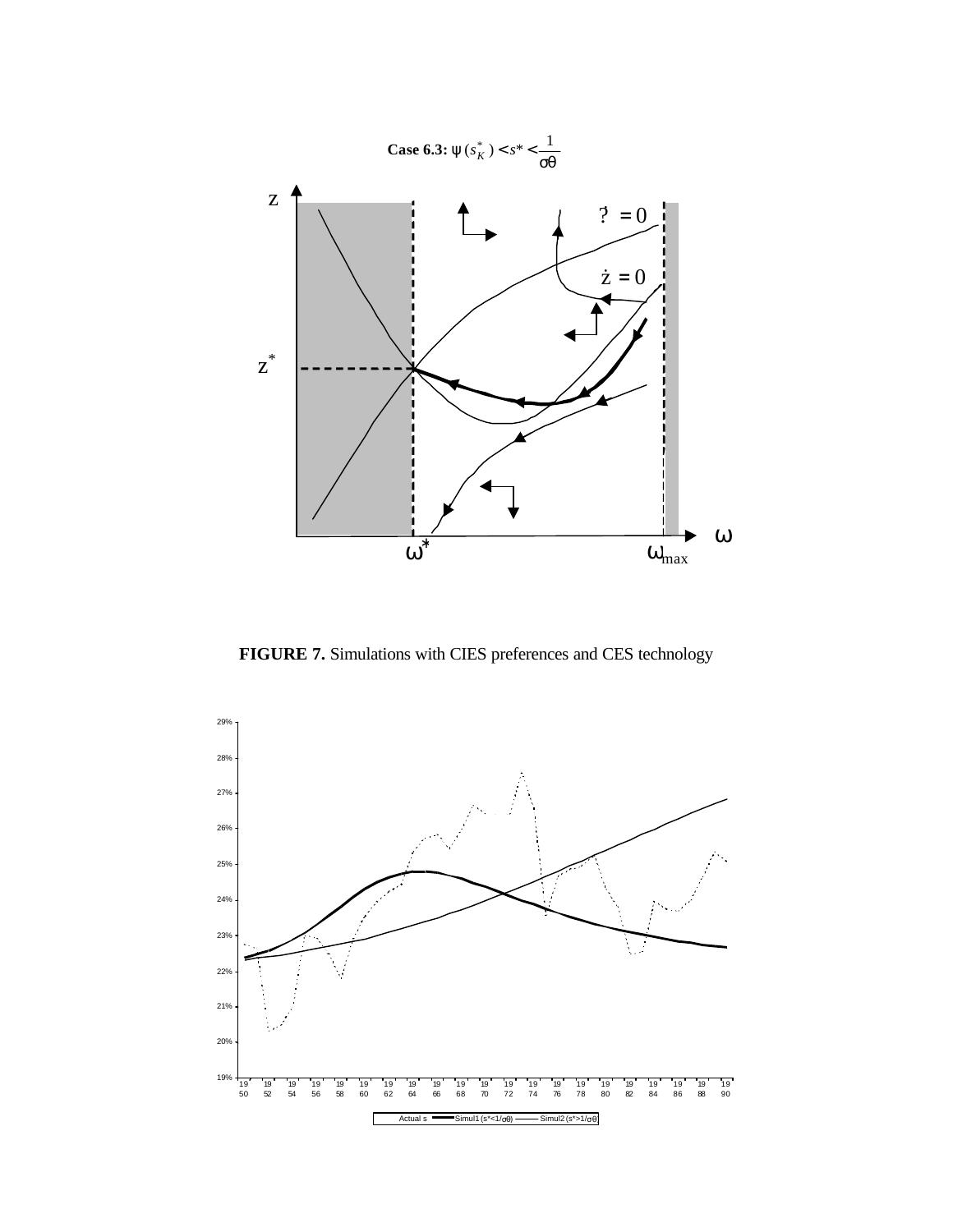**Case 6.3:** $\psi(s_K^*) < s^* < \frac{1}{\sigma\theta}$

**FIGURE 7.** Simulations with CIES preferences and CES technology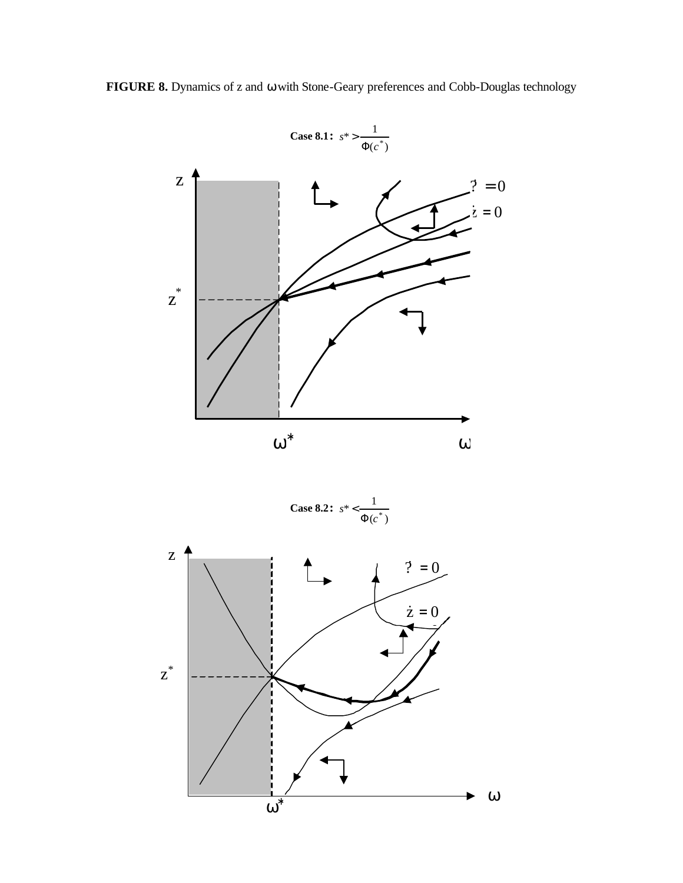**FIGURE 8.** Dynamics of z and ω with Stone-Geary preferences and Cobb-Douglas technology

**Case 8.1:** $s^* > \frac{1}{\Phi(c^*)}$

**Case 8.2:** $s^* < \frac{1}{\Phi(c^*)}$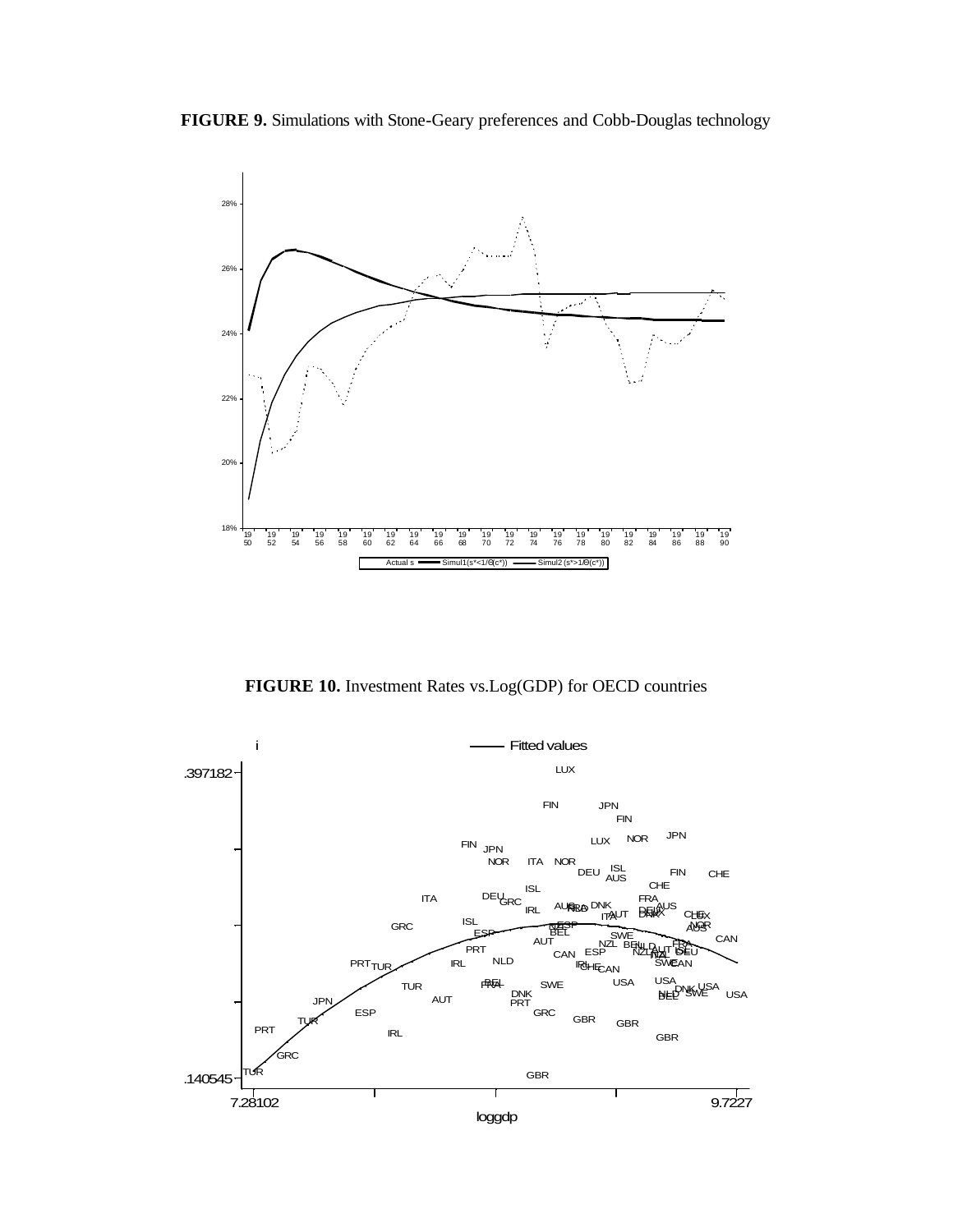**FIGURE 9.** Simulations with Stone-Geary preferences and Cobb-Douglas technology

**FIGURE 10.** Investment Rates vs.Log(GDP) for OECD countries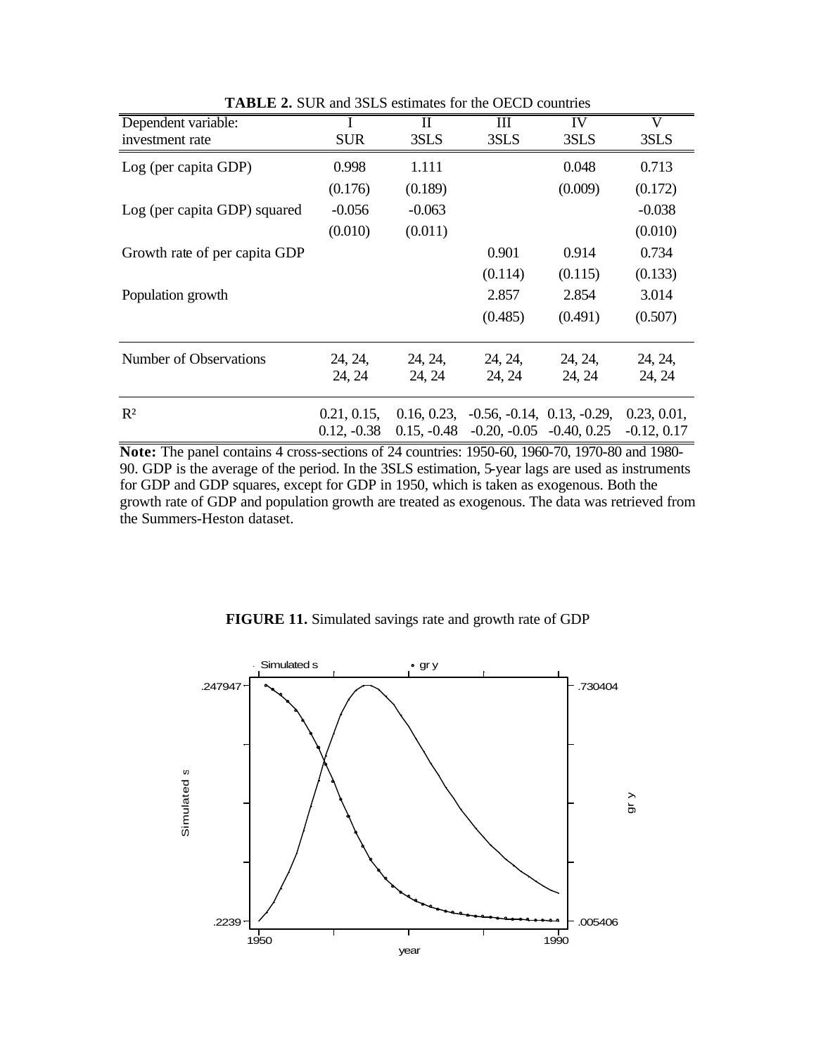**TABLE 2.** SUR and 3SLS estimates for the OECD countries

| Dependent variable: investment rate | I SUR | II 3SLS | III 3SLS | IV 3SLS | V 3SLS |
|---|---|---|---|---|---|
| Log (per capita GDP) | 0.998 | 1.111 | | 0.048 | 0.713 |
| | (0.176) | (0.189) | | (0.009) | (0.172) |
| Log (per capita GDP) squared | -0.056 | -0.063 | | | -0.038 |
| | (0.010) | (0.011) | | | (0.010) |
| Growth rate of per capita GDP | | | 0.901 | 0.914 | 0.734 |
| | | | (0.114) | (0.115) | (0.133) |
| Population growth | | | 2.857 | 2.854 | 3.014 |
| | | | (0.485) | (0.491) | (0.507) |
| Number of Observations | 24, 24, 24, 24 | 24, 24, 24, 24 | 24, 24, 24, 24 | 24, 24, 24, 24 | 24, 24, 24, 24 |
| $R^2$ | 0.21, 0.15, 0.12, -0.38 | 0.16, 0.23, 0.15, -0.48 | -0.56, -0.14, -0.20, -0.05 | 0.13, -0.29, -0.40, 0.25 | 0.23, 0.01, -0.12, 0.17 |

**Note:** The panel contains 4 cross-sections of 24 countries: 1950-60, 1960-70, 1970-80 and 1980-90. GDP is the average of the period. In the 3SLS estimation, 5-year lags are used as instruments for GDP and GDP squares, except for GDP in 1950, which is taken as exogenous. Both the growth rate of GDP and population growth are treated as exogenous. The data was retrieved from the Summers-Heston dataset.

**FIGURE 11.** Simulated savings rate and growth rate of GDP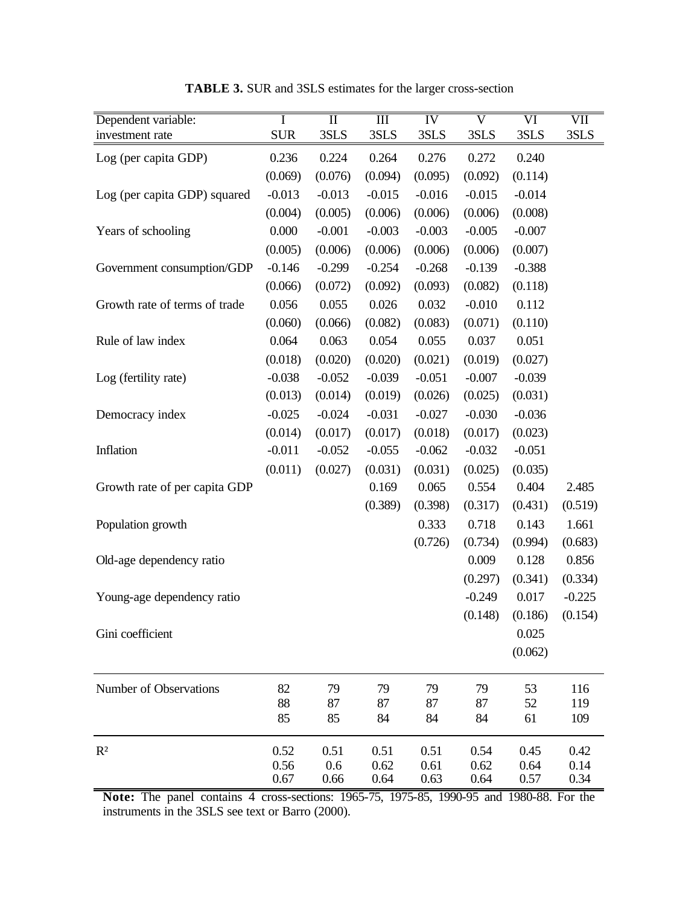**TABLE 3.** SUR and 3SLS estimates for the larger cross-section

| Dependent variable: investment rate | I SUR | II 3SLS | III 3SLS | IV 3SLS | V 3SLS | VI 3SLS | VII 3SLS |
|---|---|---|---|---|---|---|---|
| Log (per capita GDP) | 0.236 | 0.224 | 0.264 | 0.276 | 0.272 | 0.240 | |
| | (0.069) | (0.076) | (0.094) | (0.095) | (0.092) | (0.114) | |
| Log (per capita GDP) squared | -0.013 | -0.013 | -0.015 | -0.016 | -0.015 | -0.014 | |
| | (0.004) | (0.005) | (0.006) | (0.006) | (0.006) | (0.008) | |
| Years of schooling | 0.000 | -0.001 | -0.003 | -0.003 | -0.005 | -0.007 | |
| | (0.005) | (0.006) | (0.006) | (0.006) | (0.006) | (0.007) | |
| Government consumption/GDP | -0.146 | -0.299 | -0.254 | -0.268 | -0.139 | -0.388 | |
| | (0.066) | (0.072) | (0.092) | (0.093) | (0.082) | (0.118) | |
| Growth rate of terms of trade | 0.056 | 0.055 | 0.026 | 0.032 | -0.010 | 0.112 | |
| | (0.060) | (0.066) | (0.082) | (0.083) | (0.071) | (0.110) | |
| Rule of law index | 0.064 | 0.063 | 0.054 | 0.055 | 0.037 | 0.051 | |
| | (0.018) | (0.020) | (0.020) | (0.021) | (0.019) | (0.027) | |
| Log (fertility rate) | -0.038 | -0.052 | -0.039 | -0.051 | -0.007 | -0.039 | |
| | (0.013) | (0.014) | (0.019) | (0.026) | (0.025) | (0.031) | |
| Democracy index | -0.025 | -0.024 | -0.031 | -0.027 | -0.030 | -0.036 | |
| | (0.014) | (0.017) | (0.017) | (0.018) | (0.017) | (0.023) | |
| Inflation | -0.011 | -0.052 | -0.055 | -0.062 | -0.032 | -0.051 | |
| | (0.011) | (0.027) | (0.031) | (0.031) | (0.025) | (0.035) | |
| Growth rate of per capita GDP | | | 0.169 | 0.065 | 0.554 | 0.404 | 2.485 |
| | | | (0.389) | (0.398) | (0.317) | (0.431) | (0.519) |
| Population growth | | | | 0.333 | 0.718 | 0.143 | 1.661 |
| | | | | (0.726) | (0.734) | (0.994) | (0.683) |
| Old-age dependency ratio | | | | | 0.009 | 0.128 | 0.856 |
| | | | | | (0.297) | (0.341) | (0.334) |
| Young-age dependency ratio | | | | | -0.249 | 0.017 | -0.225 |
| | | | | | (0.148) | (0.186) | (0.154) |
| Gini coefficient | | | | | | 0.025 | |
| | | | | | | (0.062) | |
| Number of Observations | 82 | 79 | 79 | 79 | 79 | 53 | 116 |
| | 88 | 87 | 87 | 87 | 87 | 52 | 119 |
| | 85 | 85 | 84 | 84 | 84 | 61 | 109 |
| $R^2$ | 0.52 | 0.51 | 0.51 | 0.51 | 0.54 | 0.45 | 0.42 |
| | 0.56 | 0.6 | 0.62 | 0.61 | 0.62 | 0.64 | 0.14 |
| | 0.67 | 0.66 | 0.64 | 0.63 | 0.64 | 0.57 | 0.34 |

**Note:** The panel contains 4 cross-sections: 1965-75, 1975-85, 1990-95 and 1980-88. For the instruments in the 3SLS see text or Barro (2000).